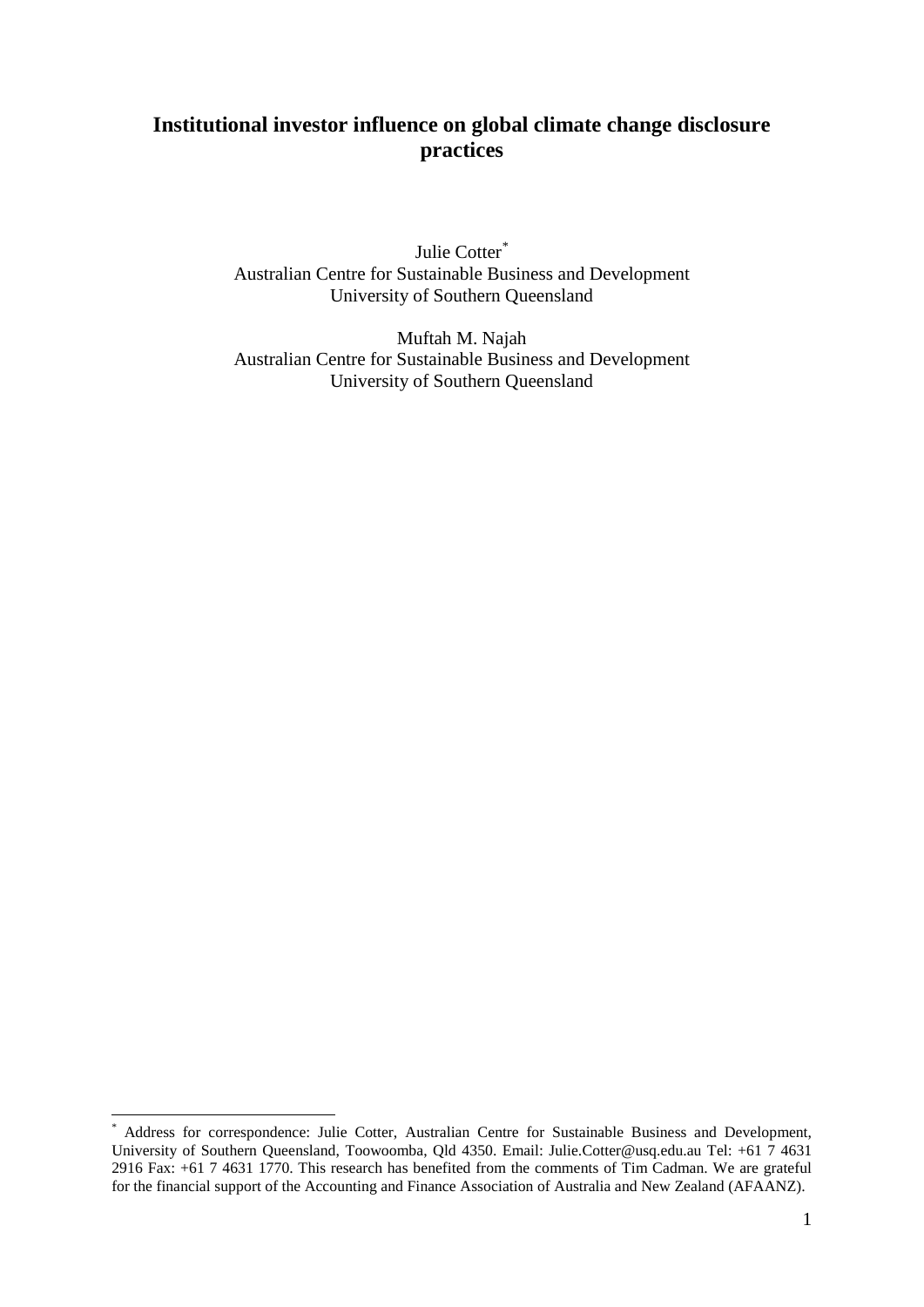# Institutional investor influence on global climate change disclosure practices

Julie Cotter[*]
Australian Centre for Sustainable Business and Development
University of Southern Queensland

Muftah M. Najah
Australian Centre for Sustainable Business and Development
University of Southern Queensland

---

[*] Address for correspondence: Julie Cotter, Australian Centre for Sustainable Business and Development, University of Southern Queensland, Toowoomba, Qld 4350. Email: Julie.Cotter@usq.edu.au Tel: +61 7 4631 2916 Fax: +61 7 4631 1770. This research has benefited from the comments of Tim Cadman. We are grateful for the financial support of the Accounting and Finance Association of Australia and New Zealand (AFAANZ).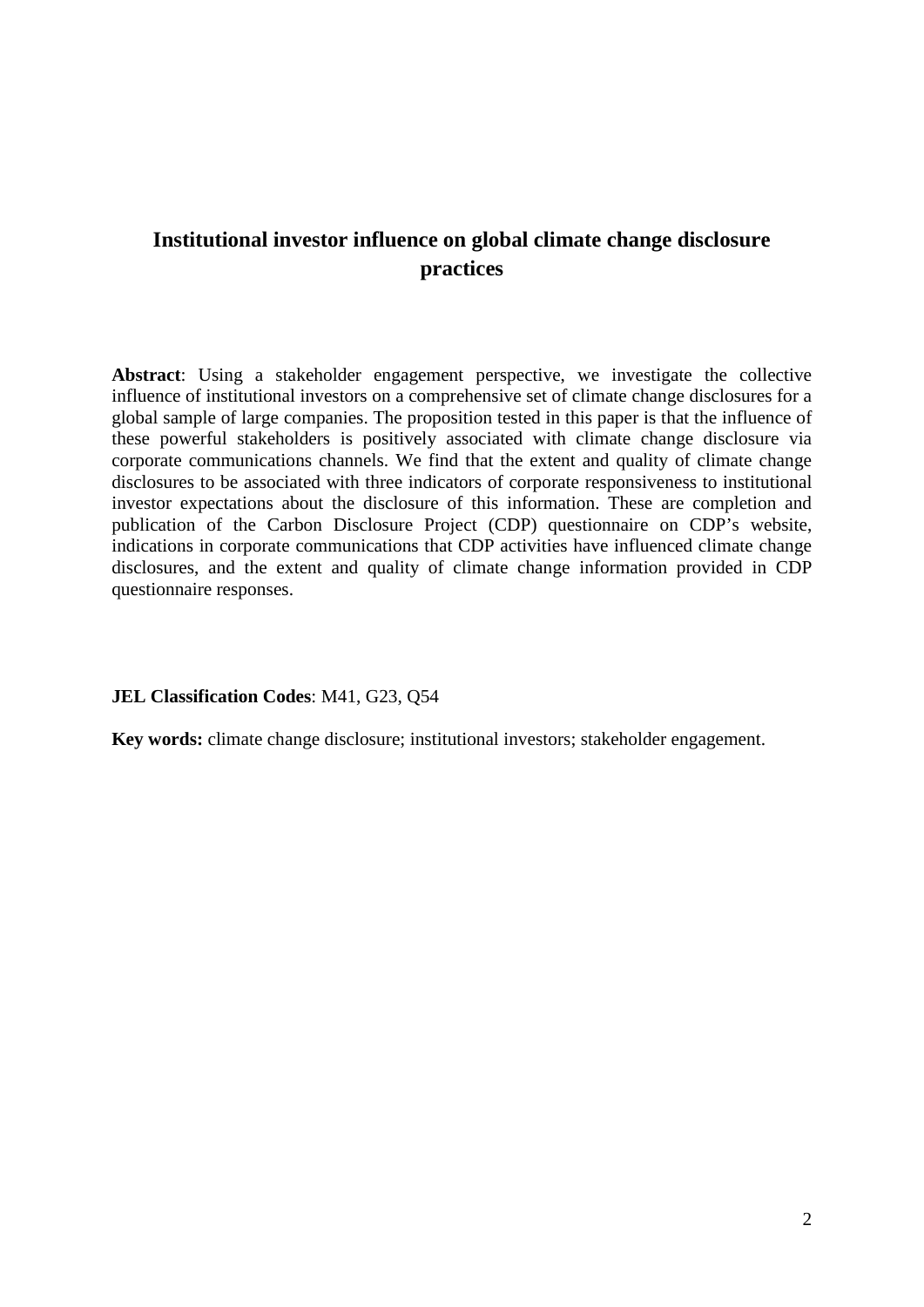# Institutional investor influence on global climate change disclosure practices

**Abstract**: Using a stakeholder engagement perspective, we investigate the collective influence of institutional investors on a comprehensive set of climate change disclosures for a global sample of large companies. The proposition tested in this paper is that the influence of these powerful stakeholders is positively associated with climate change disclosure via corporate communications channels. We find that the extent and quality of climate change disclosures to be associated with three indicators of corporate responsiveness to institutional investor expectations about the disclosure of this information. These are completion and publication of the Carbon Disclosure Project (CDP) questionnaire on CDP's website, indications in corporate communications that CDP activities have influenced climate change disclosures, and the extent and quality of climate change information provided in CDP questionnaire responses.

**JEL Classification Codes**: M41, G23, Q54

**Key words:** climate change disclosure; institutional investors; stakeholder engagement.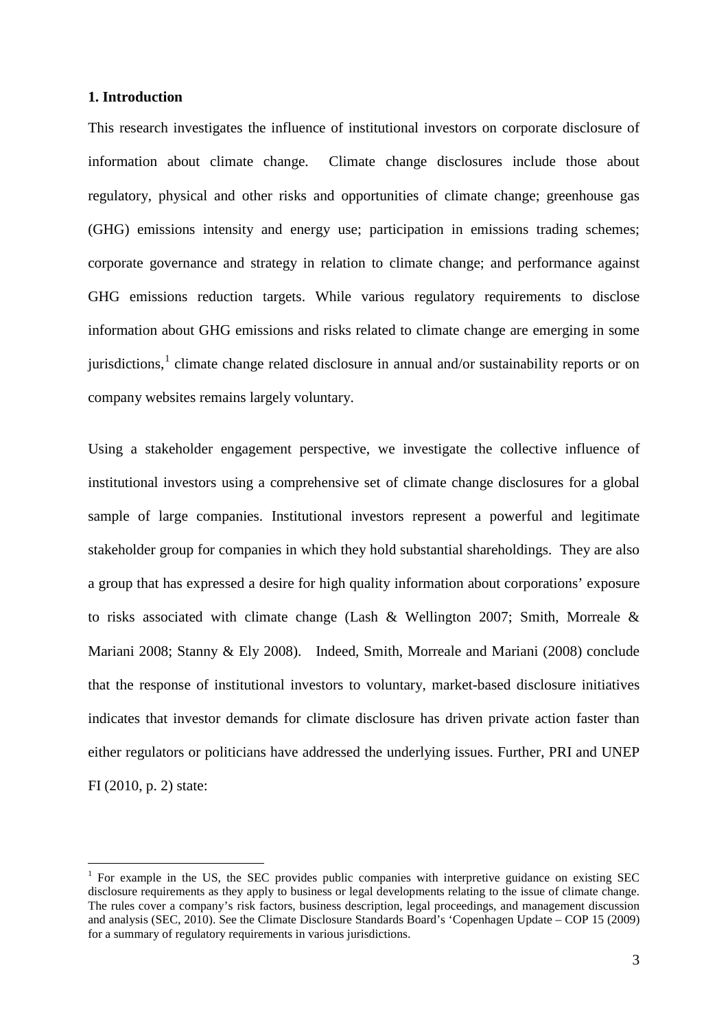## 1. Introduction

This research investigates the influence of institutional investors on corporate disclosure of information about climate change. Climate change disclosures include those about regulatory, physical and other risks and opportunities of climate change; greenhouse gas (GHG) emissions intensity and energy use; participation in emissions trading schemes; corporate governance and strategy in relation to climate change; and performance against GHG emissions reduction targets. While various regulatory requirements to disclose information about GHG emissions and risks related to climate change are emerging in some jurisdictions,[1] climate change related disclosure in annual and/or sustainability reports or on company websites remains largely voluntary.

Using a stakeholder engagement perspective, we investigate the collective influence of institutional investors using a comprehensive set of climate change disclosures for a global sample of large companies. Institutional investors represent a powerful and legitimate stakeholder group for companies in which they hold substantial shareholdings. They are also a group that has expressed a desire for high quality information about corporations' exposure to risks associated with climate change (Lash & Wellington 2007; Smith, Morreale & Mariani 2008; Stanny & Ely 2008). Indeed, Smith, Morreale and Mariani (2008) conclude that the response of institutional investors to voluntary, market-based disclosure initiatives indicates that investor demands for climate disclosure has driven private action faster than either regulators or politicians have addressed the underlying issues. Further, PRI and UNEP FI (2010, p. 2) state:

---

[1] For example in the US, the SEC provides public companies with interpretive guidance on existing SEC disclosure requirements as they apply to business or legal developments relating to the issue of climate change. The rules cover a company's risk factors, business description, legal proceedings, and management discussion and analysis (SEC, 2010). See the Climate Disclosure Standards Board's 'Copenhagen Update – COP 15 (2009) for a summary of regulatory requirements in various jurisdictions.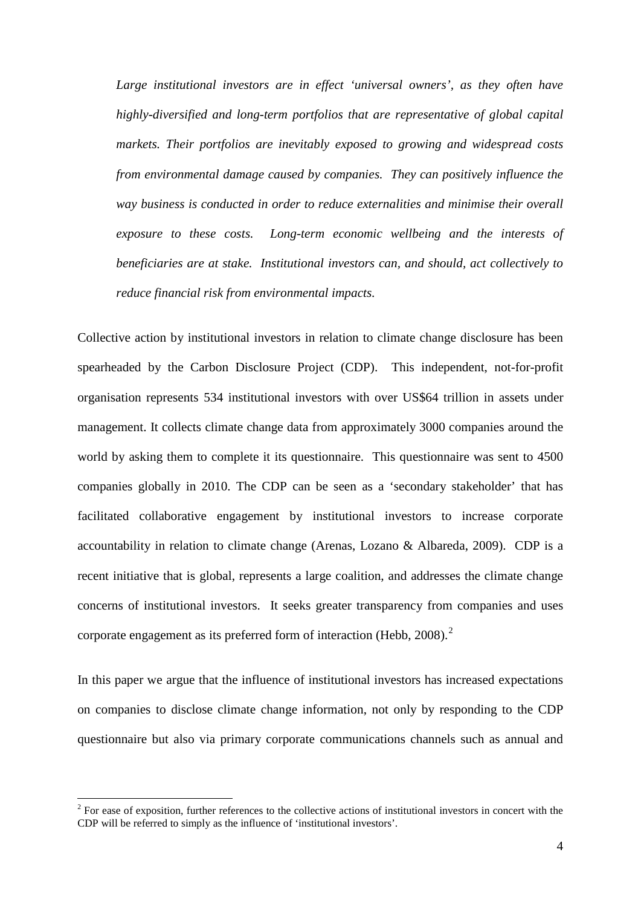*Large institutional investors are in effect 'universal owners', as they often have highly-diversified and long-term portfolios that are representative of global capital markets. Their portfolios are inevitably exposed to growing and widespread costs from environmental damage caused by companies. They can positively influence the way business is conducted in order to reduce externalities and minimise their overall exposure to these costs. Long-term economic wellbeing and the interests of beneficiaries are at stake. Institutional investors can, and should, act collectively to reduce financial risk from environmental impacts.*

Collective action by institutional investors in relation to climate change disclosure has been spearheaded by the Carbon Disclosure Project (CDP). This independent, not-for-profit organisation represents 534 institutional investors with over US$64 trillion in assets under management. It collects climate change data from approximately 3000 companies around the world by asking them to complete it its questionnaire. This questionnaire was sent to 4500 companies globally in 2010. The CDP can be seen as a 'secondary stakeholder' that has facilitated collaborative engagement by institutional investors to increase corporate accountability in relation to climate change (Arenas, Lozano & Albareda, 2009). CDP is a recent initiative that is global, represents a large coalition, and addresses the climate change concerns of institutional investors. It seeks greater transparency from companies and uses corporate engagement as its preferred form of interaction (Hebb, 2008).[2]

In this paper we argue that the influence of institutional investors has increased expectations on companies to disclose climate change information, not only by responding to the CDP questionnaire but also via primary corporate communications channels such as annual and

[2] For ease of exposition, further references to the collective actions of institutional investors in concert with the CDP will be referred to simply as the influence of 'institutional investors'.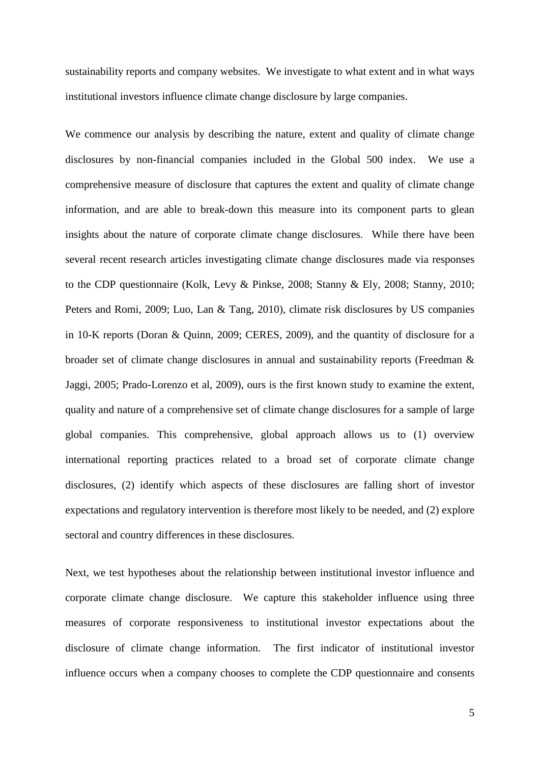sustainability reports and company websites. We investigate to what extent and in what ways institutional investors influence climate change disclosure by large companies.

We commence our analysis by describing the nature, extent and quality of climate change disclosures by non-financial companies included in the Global 500 index. We use a comprehensive measure of disclosure that captures the extent and quality of climate change information, and are able to break-down this measure into its component parts to glean insights about the nature of corporate climate change disclosures. While there have been several recent research articles investigating climate change disclosures made via responses to the CDP questionnaire (Kolk, Levy & Pinkse, 2008; Stanny & Ely, 2008; Stanny, 2010; Peters and Romi, 2009; Luo, Lan & Tang, 2010), climate risk disclosures by US companies in 10-K reports (Doran & Quinn, 2009; CERES, 2009), and the quantity of disclosure for a broader set of climate change disclosures in annual and sustainability reports (Freedman & Jaggi, 2005; Prado-Lorenzo et al, 2009), ours is the first known study to examine the extent, quality and nature of a comprehensive set of climate change disclosures for a sample of large global companies. This comprehensive, global approach allows us to (1) overview international reporting practices related to a broad set of corporate climate change disclosures, (2) identify which aspects of these disclosures are falling short of investor expectations and regulatory intervention is therefore most likely to be needed, and (2) explore sectoral and country differences in these disclosures.

Next, we test hypotheses about the relationship between institutional investor influence and corporate climate change disclosure. We capture this stakeholder influence using three measures of corporate responsiveness to institutional investor expectations about the disclosure of climate change information. The first indicator of institutional investor influence occurs when a company chooses to complete the CDP questionnaire and consents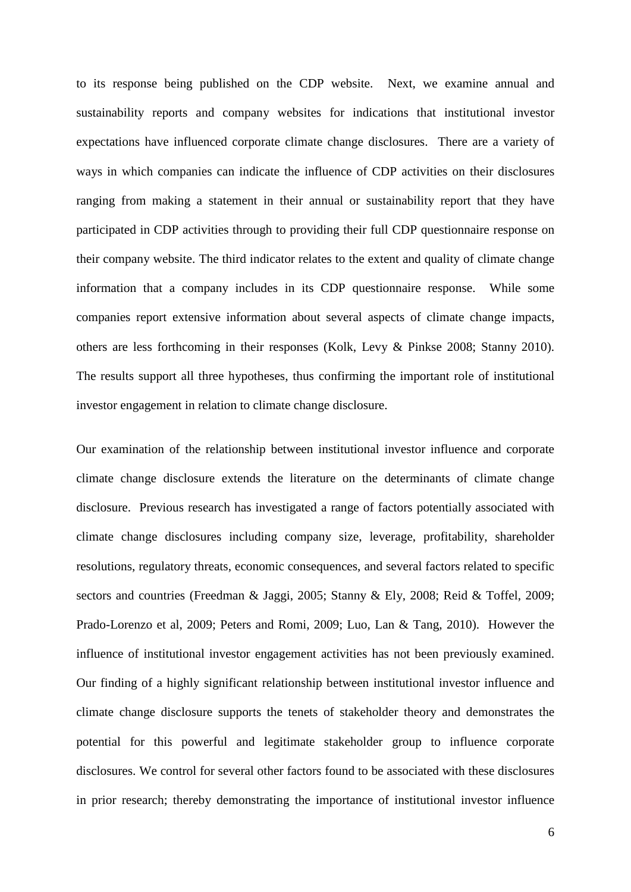to its response being published on the CDP website. Next, we examine annual and sustainability reports and company websites for indications that institutional investor expectations have influenced corporate climate change disclosures. There are a variety of ways in which companies can indicate the influence of CDP activities on their disclosures ranging from making a statement in their annual or sustainability report that they have participated in CDP activities through to providing their full CDP questionnaire response on their company website. The third indicator relates to the extent and quality of climate change information that a company includes in its CDP questionnaire response. While some companies report extensive information about several aspects of climate change impacts, others are less forthcoming in their responses (Kolk, Levy & Pinkse 2008; Stanny 2010). The results support all three hypotheses, thus confirming the important role of institutional investor engagement in relation to climate change disclosure.

Our examination of the relationship between institutional investor influence and corporate climate change disclosure extends the literature on the determinants of climate change disclosure. Previous research has investigated a range of factors potentially associated with climate change disclosures including company size, leverage, profitability, shareholder resolutions, regulatory threats, economic consequences, and several factors related to specific sectors and countries (Freedman & Jaggi, 2005; Stanny & Ely, 2008; Reid & Toffel, 2009; Prado-Lorenzo et al, 2009; Peters and Romi, 2009; Luo, Lan & Tang, 2010). However the influence of institutional investor engagement activities has not been previously examined. Our finding of a highly significant relationship between institutional investor influence and climate change disclosure supports the tenets of stakeholder theory and demonstrates the potential for this powerful and legitimate stakeholder group to influence corporate disclosures. We control for several other factors found to be associated with these disclosures in prior research; thereby demonstrating the importance of institutional investor influence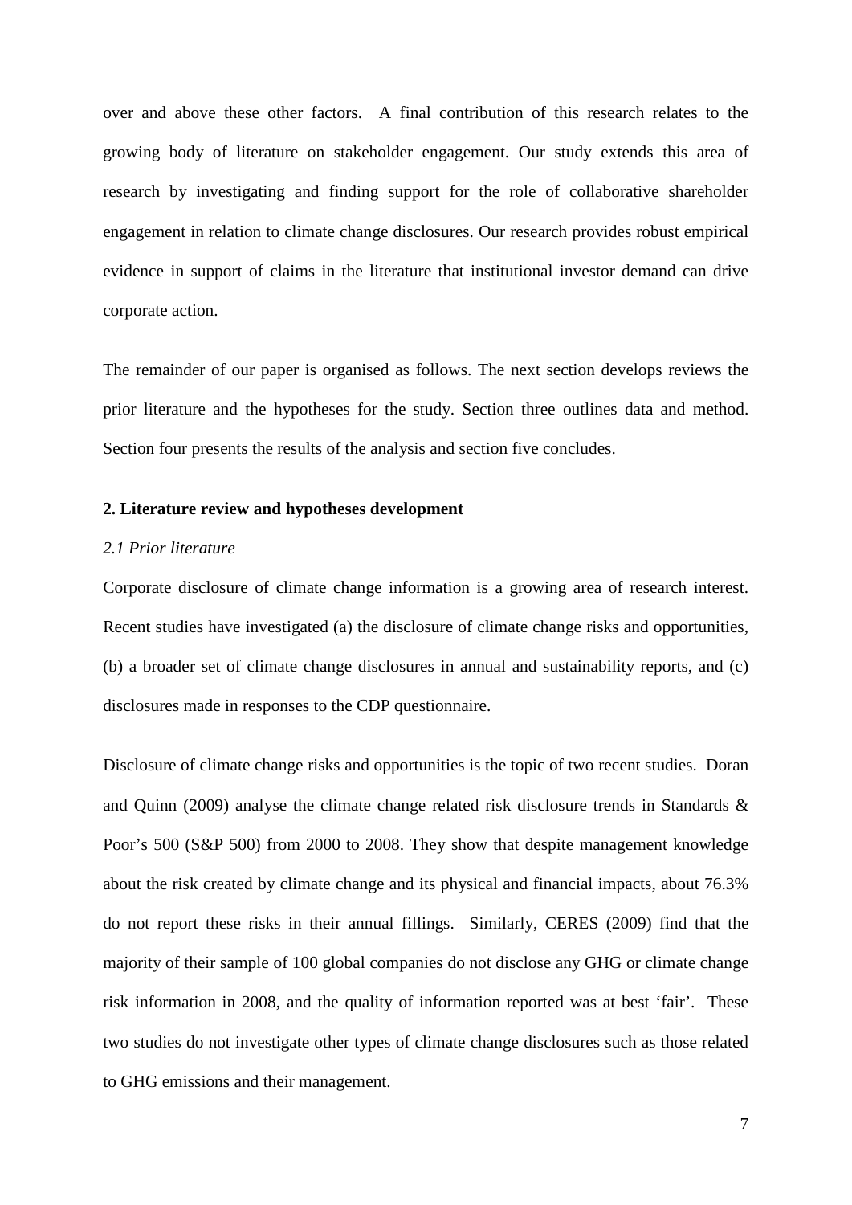over and above these other factors. A final contribution of this research relates to the growing body of literature on stakeholder engagement. Our study extends this area of research by investigating and finding support for the role of collaborative shareholder engagement in relation to climate change disclosures. Our research provides robust empirical evidence in support of claims in the literature that institutional investor demand can drive corporate action.

The remainder of our paper is organised as follows. The next section develops reviews the prior literature and the hypotheses for the study. Section three outlines data and method. Section four presents the results of the analysis and section five concludes.

## 2. Literature review and hypotheses development

### *2.1 Prior literature*

Corporate disclosure of climate change information is a growing area of research interest. Recent studies have investigated (a) the disclosure of climate change risks and opportunities, (b) a broader set of climate change disclosures in annual and sustainability reports, and (c) disclosures made in responses to the CDP questionnaire.

Disclosure of climate change risks and opportunities is the topic of two recent studies. Doran and Quinn (2009) analyse the climate change related risk disclosure trends in Standards & Poor's 500 (S&P 500) from 2000 to 2008. They show that despite management knowledge about the risk created by climate change and its physical and financial impacts, about 76.3% do not report these risks in their annual fillings. Similarly, CERES (2009) find that the majority of their sample of 100 global companies do not disclose any GHG or climate change risk information in 2008, and the quality of information reported was at best 'fair'. These two studies do not investigate other types of climate change disclosures such as those related to GHG emissions and their management.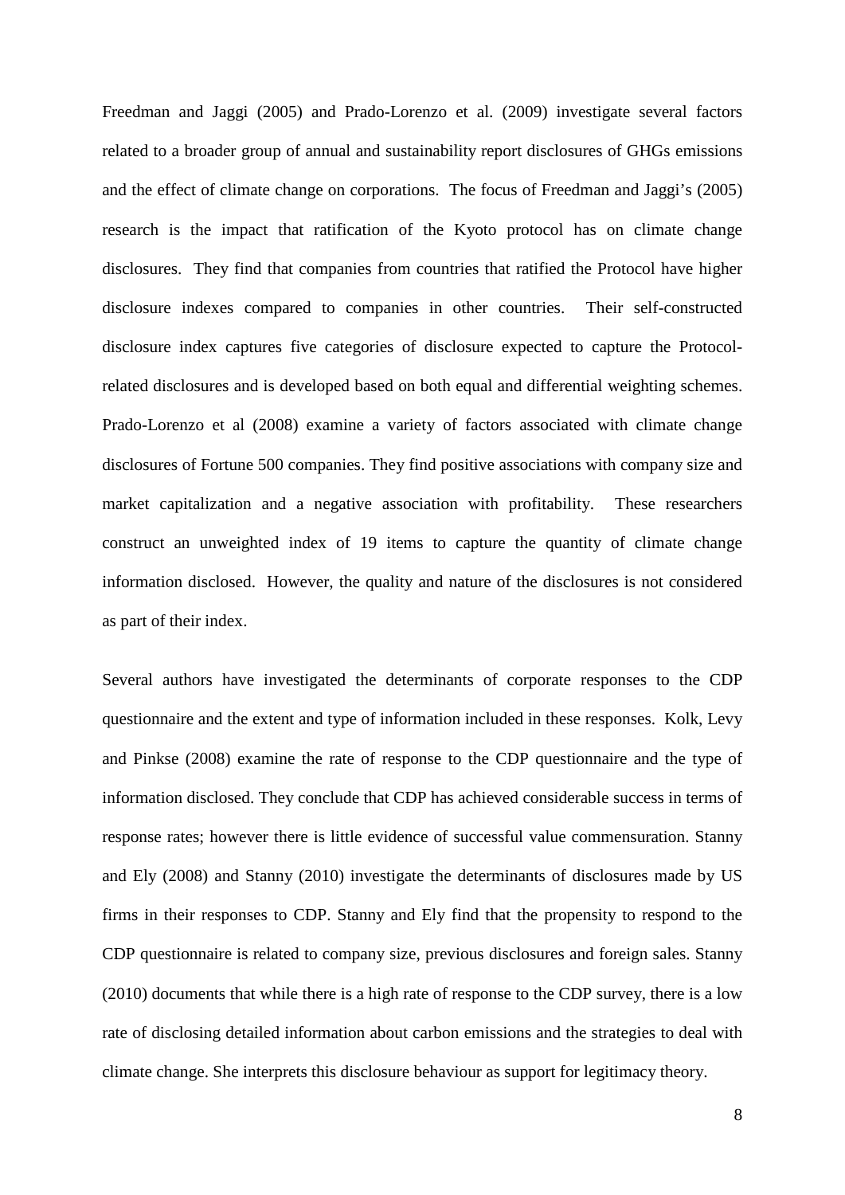Freedman and Jaggi (2005) and Prado-Lorenzo et al. (2009) investigate several factors related to a broader group of annual and sustainability report disclosures of GHGs emissions and the effect of climate change on corporations. The focus of Freedman and Jaggi's (2005) research is the impact that ratification of the Kyoto protocol has on climate change disclosures. They find that companies from countries that ratified the Protocol have higher disclosure indexes compared to companies in other countries. Their self-constructed disclosure index captures five categories of disclosure expected to capture the Protocol-related disclosures and is developed based on both equal and differential weighting schemes. Prado-Lorenzo et al (2008) examine a variety of factors associated with climate change disclosures of Fortune 500 companies. They find positive associations with company size and market capitalization and a negative association with profitability. These researchers construct an unweighted index of 19 items to capture the quantity of climate change information disclosed. However, the quality and nature of the disclosures is not considered as part of their index.

Several authors have investigated the determinants of corporate responses to the CDP questionnaire and the extent and type of information included in these responses. Kolk, Levy and Pinkse (2008) examine the rate of response to the CDP questionnaire and the type of information disclosed. They conclude that CDP has achieved considerable success in terms of response rates; however there is little evidence of successful value commensuration. Stanny and Ely (2008) and Stanny (2010) investigate the determinants of disclosures made by US firms in their responses to CDP. Stanny and Ely find that the propensity to respond to the CDP questionnaire is related to company size, previous disclosures and foreign sales. Stanny (2010) documents that while there is a high rate of response to the CDP survey, there is a low rate of disclosing detailed information about carbon emissions and the strategies to deal with climate change. She interprets this disclosure behaviour as support for legitimacy theory.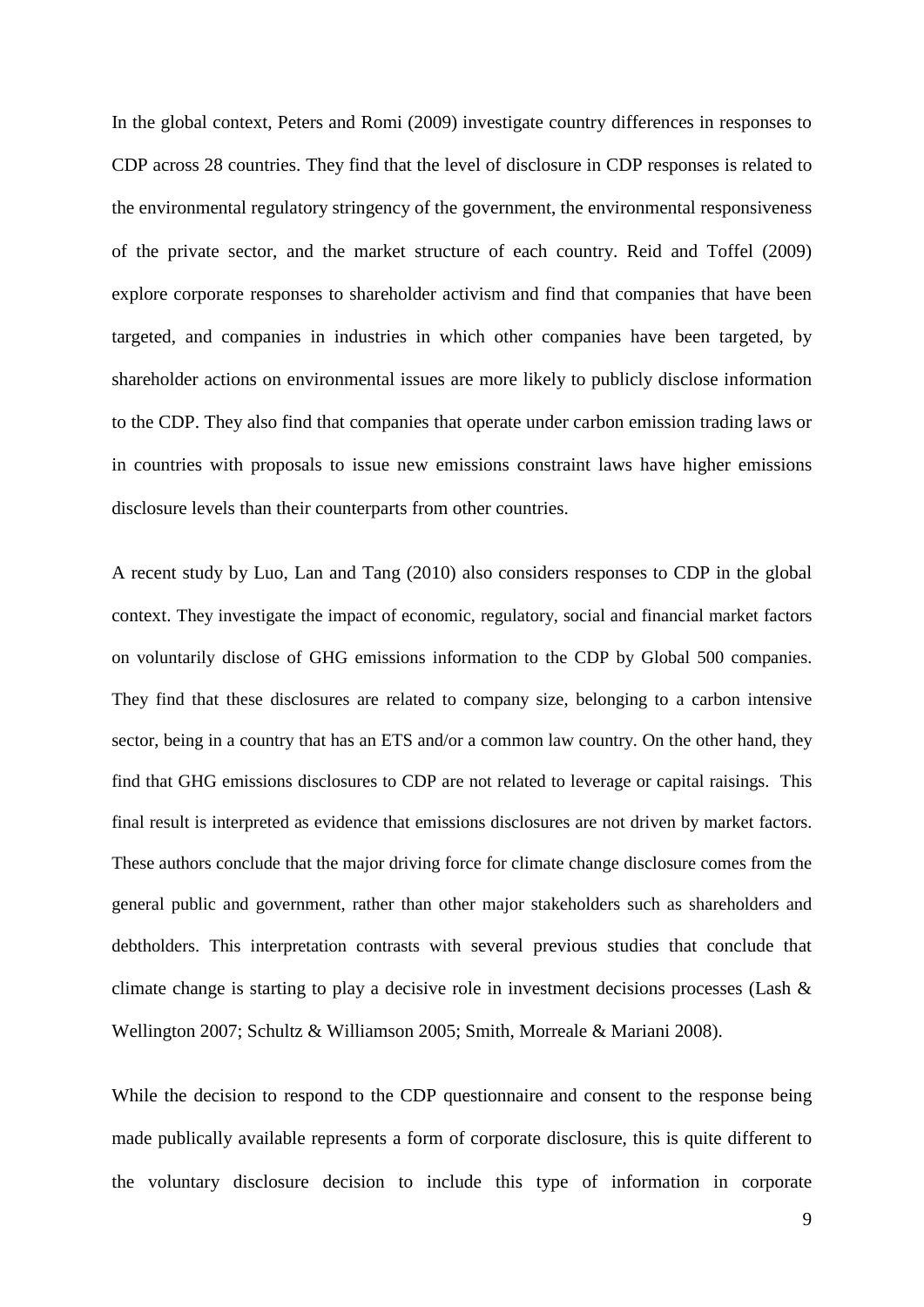In the global context, Peters and Romi (2009) investigate country differences in responses to CDP across 28 countries. They find that the level of disclosure in CDP responses is related to the environmental regulatory stringency of the government, the environmental responsiveness of the private sector, and the market structure of each country. Reid and Toffel (2009) explore corporate responses to shareholder activism and find that companies that have been targeted, and companies in industries in which other companies have been targeted, by shareholder actions on environmental issues are more likely to publicly disclose information to the CDP. They also find that companies that operate under carbon emission trading laws or in countries with proposals to issue new emissions constraint laws have higher emissions disclosure levels than their counterparts from other countries.

A recent study by Luo, Lan and Tang (2010) also considers responses to CDP in the global context. They investigate the impact of economic, regulatory, social and financial market factors on voluntarily disclose of GHG emissions information to the CDP by Global 500 companies. They find that these disclosures are related to company size, belonging to a carbon intensive sector, being in a country that has an ETS and/or a common law country. On the other hand, they find that GHG emissions disclosures to CDP are not related to leverage or capital raisings. This final result is interpreted as evidence that emissions disclosures are not driven by market factors. These authors conclude that the major driving force for climate change disclosure comes from the general public and government, rather than other major stakeholders such as shareholders and debtholders. This interpretation contrasts with several previous studies that conclude that climate change is starting to play a decisive role in investment decisions processes (Lash & Wellington 2007; Schultz & Williamson 2005; Smith, Morreale & Mariani 2008).

While the decision to respond to the CDP questionnaire and consent to the response being made publically available represents a form of corporate disclosure, this is quite different to the voluntary disclosure decision to include this type of information in corporate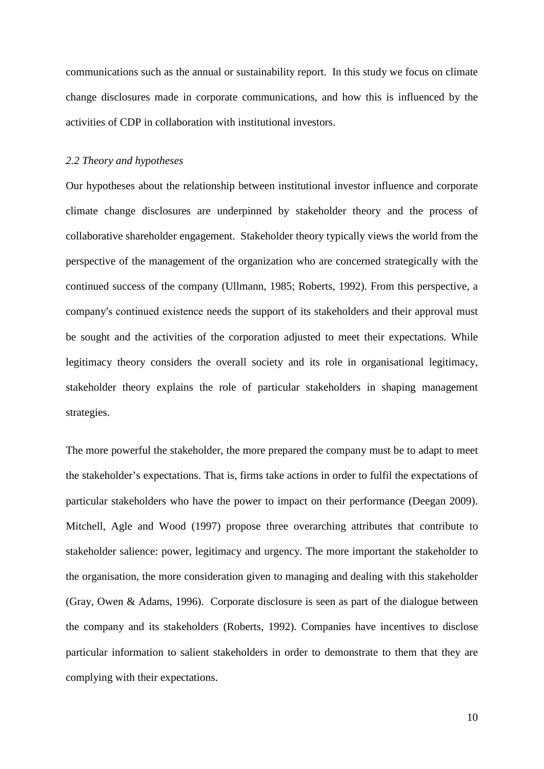communications such as the annual or sustainability report. In this study we focus on climate change disclosures made in corporate communications, and how this is influenced by the activities of CDP in collaboration with institutional investors.

### *2.2 Theory and hypotheses*

Our hypotheses about the relationship between institutional investor influence and corporate climate change disclosures are underpinned by stakeholder theory and the process of collaborative shareholder engagement. Stakeholder theory typically views the world from the perspective of the management of the organization who are concerned strategically with the continued success of the company (Ullmann, 1985; Roberts, 1992). From this perspective, a company′s continued existence needs the support of its stakeholders and their approval must be sought and the activities of the corporation adjusted to meet their expectations. While legitimacy theory considers the overall society and its role in organisational legitimacy, stakeholder theory explains the role of particular stakeholders in shaping management strategies.

The more powerful the stakeholder, the more prepared the company must be to adapt to meet the stakeholder's expectations. That is, firms take actions in order to fulfil the expectations of particular stakeholders who have the power to impact on their performance (Deegan 2009). Mitchell, Agle and Wood (1997) propose three overarching attributes that contribute to stakeholder salience: power, legitimacy and urgency. The more important the stakeholder to the organisation, the more consideration given to managing and dealing with this stakeholder (Gray, Owen & Adams, 1996). Corporate disclosure is seen as part of the dialogue between the company and its stakeholders (Roberts, 1992). Companies have incentives to disclose particular information to salient stakeholders in order to demonstrate to them that they are complying with their expectations.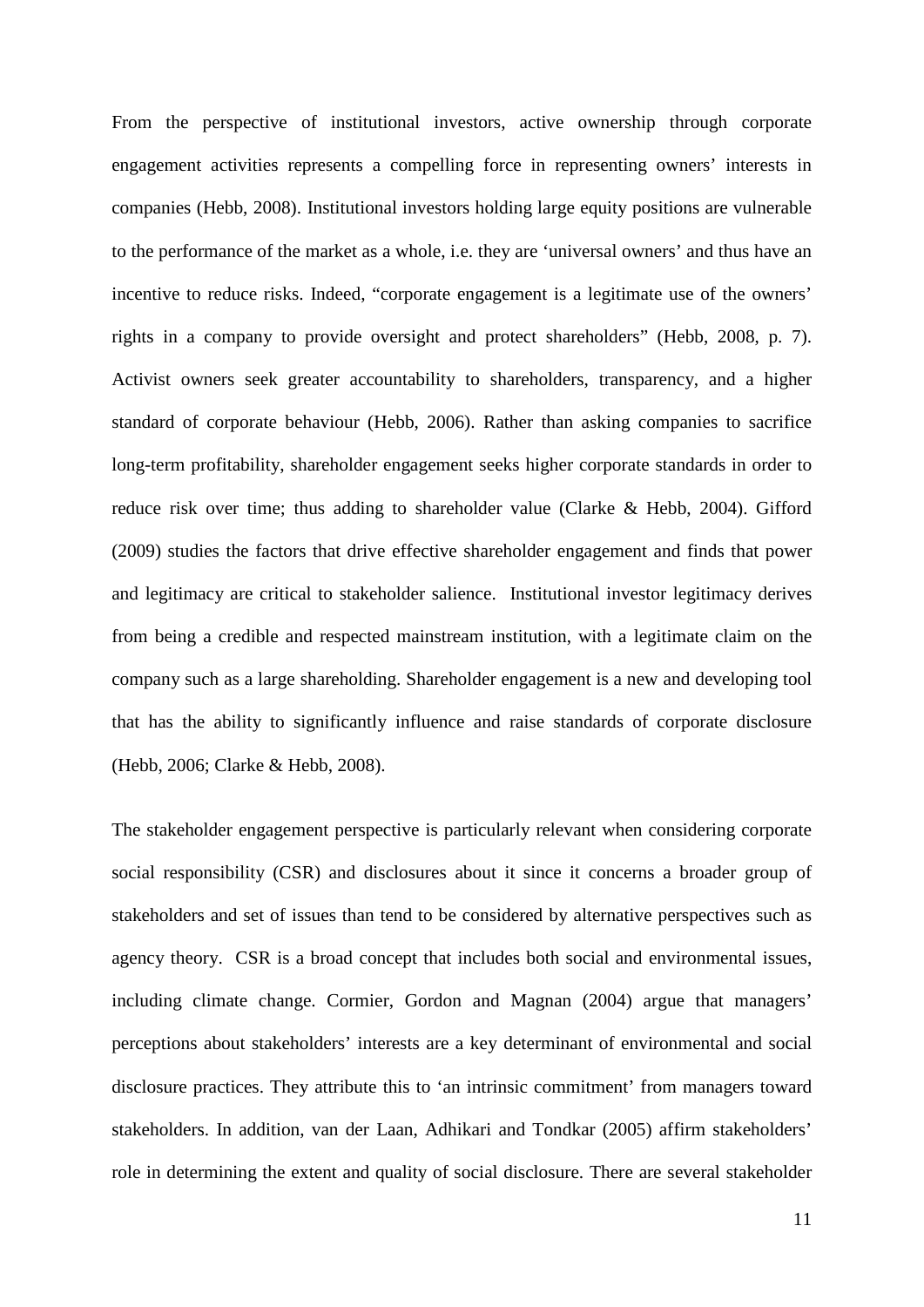From the perspective of institutional investors, active ownership through corporate engagement activities represents a compelling force in representing owners' interests in companies (Hebb, 2008). Institutional investors holding large equity positions are vulnerable to the performance of the market as a whole, i.e. they are 'universal owners' and thus have an incentive to reduce risks. Indeed, "corporate engagement is a legitimate use of the owners' rights in a company to provide oversight and protect shareholders" (Hebb, 2008, p. 7). Activist owners seek greater accountability to shareholders, transparency, and a higher standard of corporate behaviour (Hebb, 2006). Rather than asking companies to sacrifice long-term profitability, shareholder engagement seeks higher corporate standards in order to reduce risk over time; thus adding to shareholder value (Clarke & Hebb, 2004). Gifford (2009) studies the factors that drive effective shareholder engagement and finds that power and legitimacy are critical to stakeholder salience. Institutional investor legitimacy derives from being a credible and respected mainstream institution, with a legitimate claim on the company such as a large shareholding. Shareholder engagement is a new and developing tool that has the ability to significantly influence and raise standards of corporate disclosure (Hebb, 2006; Clarke & Hebb, 2008).

The stakeholder engagement perspective is particularly relevant when considering corporate social responsibility (CSR) and disclosures about it since it concerns a broader group of stakeholders and set of issues than tend to be considered by alternative perspectives such as agency theory. CSR is a broad concept that includes both social and environmental issues, including climate change. Cormier, Gordon and Magnan (2004) argue that managers' perceptions about stakeholders' interests are a key determinant of environmental and social disclosure practices. They attribute this to 'an intrinsic commitment' from managers toward stakeholders. In addition, van der Laan, Adhikari and Tondkar (2005) affirm stakeholders' role in determining the extent and quality of social disclosure. There are several stakeholder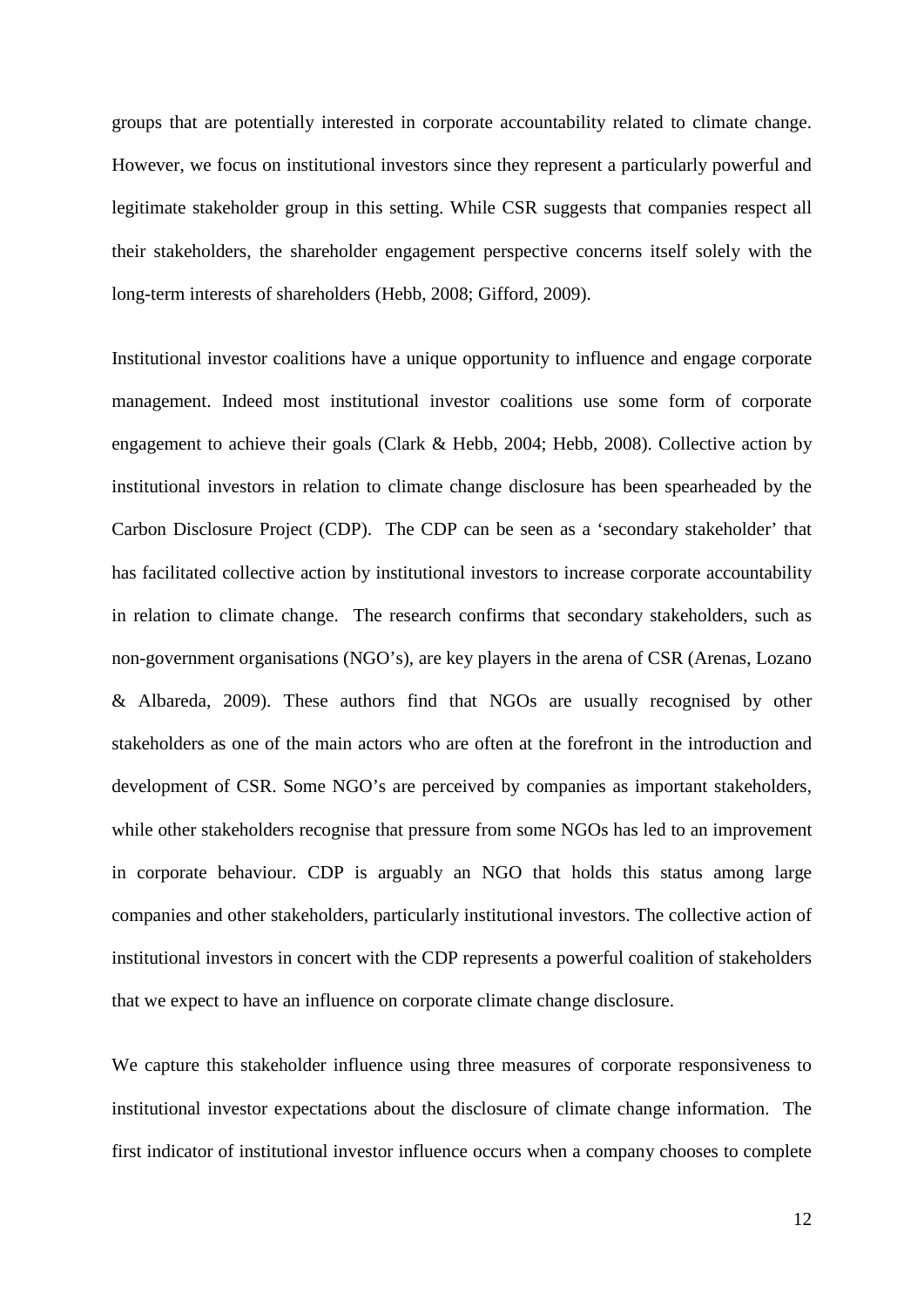groups that are potentially interested in corporate accountability related to climate change. However, we focus on institutional investors since they represent a particularly powerful and legitimate stakeholder group in this setting. While CSR suggests that companies respect all their stakeholders, the shareholder engagement perspective concerns itself solely with the long-term interests of shareholders (Hebb, 2008; Gifford, 2009).

Institutional investor coalitions have a unique opportunity to influence and engage corporate management. Indeed most institutional investor coalitions use some form of corporate engagement to achieve their goals (Clark & Hebb, 2004; Hebb, 2008). Collective action by institutional investors in relation to climate change disclosure has been spearheaded by the Carbon Disclosure Project (CDP). The CDP can be seen as a 'secondary stakeholder' that has facilitated collective action by institutional investors to increase corporate accountability in relation to climate change. The research confirms that secondary stakeholders, such as non-government organisations (NGO's), are key players in the arena of CSR (Arenas, Lozano & Albareda, 2009). These authors find that NGOs are usually recognised by other stakeholders as one of the main actors who are often at the forefront in the introduction and development of CSR. Some NGO's are perceived by companies as important stakeholders, while other stakeholders recognise that pressure from some NGOs has led to an improvement in corporate behaviour. CDP is arguably an NGO that holds this status among large companies and other stakeholders, particularly institutional investors. The collective action of institutional investors in concert with the CDP represents a powerful coalition of stakeholders that we expect to have an influence on corporate climate change disclosure.

We capture this stakeholder influence using three measures of corporate responsiveness to institutional investor expectations about the disclosure of climate change information. The first indicator of institutional investor influence occurs when a company chooses to complete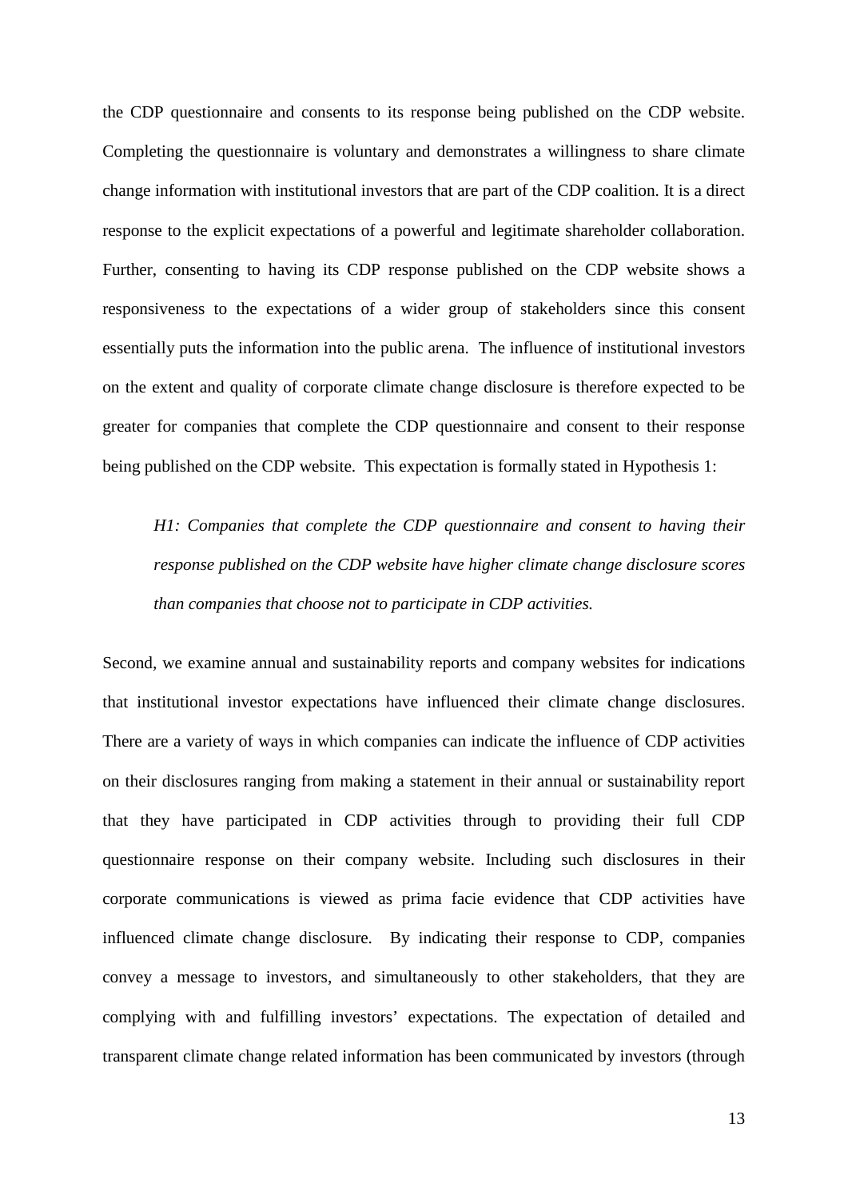the CDP questionnaire and consents to its response being published on the CDP website. Completing the questionnaire is voluntary and demonstrates a willingness to share climate change information with institutional investors that are part of the CDP coalition. It is a direct response to the explicit expectations of a powerful and legitimate shareholder collaboration. Further, consenting to having its CDP response published on the CDP website shows a responsiveness to the expectations of a wider group of stakeholders since this consent essentially puts the information into the public arena. The influence of institutional investors on the extent and quality of corporate climate change disclosure is therefore expected to be greater for companies that complete the CDP questionnaire and consent to their response being published on the CDP website. This expectation is formally stated in Hypothesis 1:

> *H1: Companies that complete the CDP questionnaire and consent to having their response published on the CDP website have higher climate change disclosure scores than companies that choose not to participate in CDP activities.*

Second, we examine annual and sustainability reports and company websites for indications that institutional investor expectations have influenced their climate change disclosures. There are a variety of ways in which companies can indicate the influence of CDP activities on their disclosures ranging from making a statement in their annual or sustainability report that they have participated in CDP activities through to providing their full CDP questionnaire response on their company website. Including such disclosures in their corporate communications is viewed as prima facie evidence that CDP activities have influenced climate change disclosure. By indicating their response to CDP, companies convey a message to investors, and simultaneously to other stakeholders, that they are complying with and fulfilling investors' expectations. The expectation of detailed and transparent climate change related information has been communicated by investors (through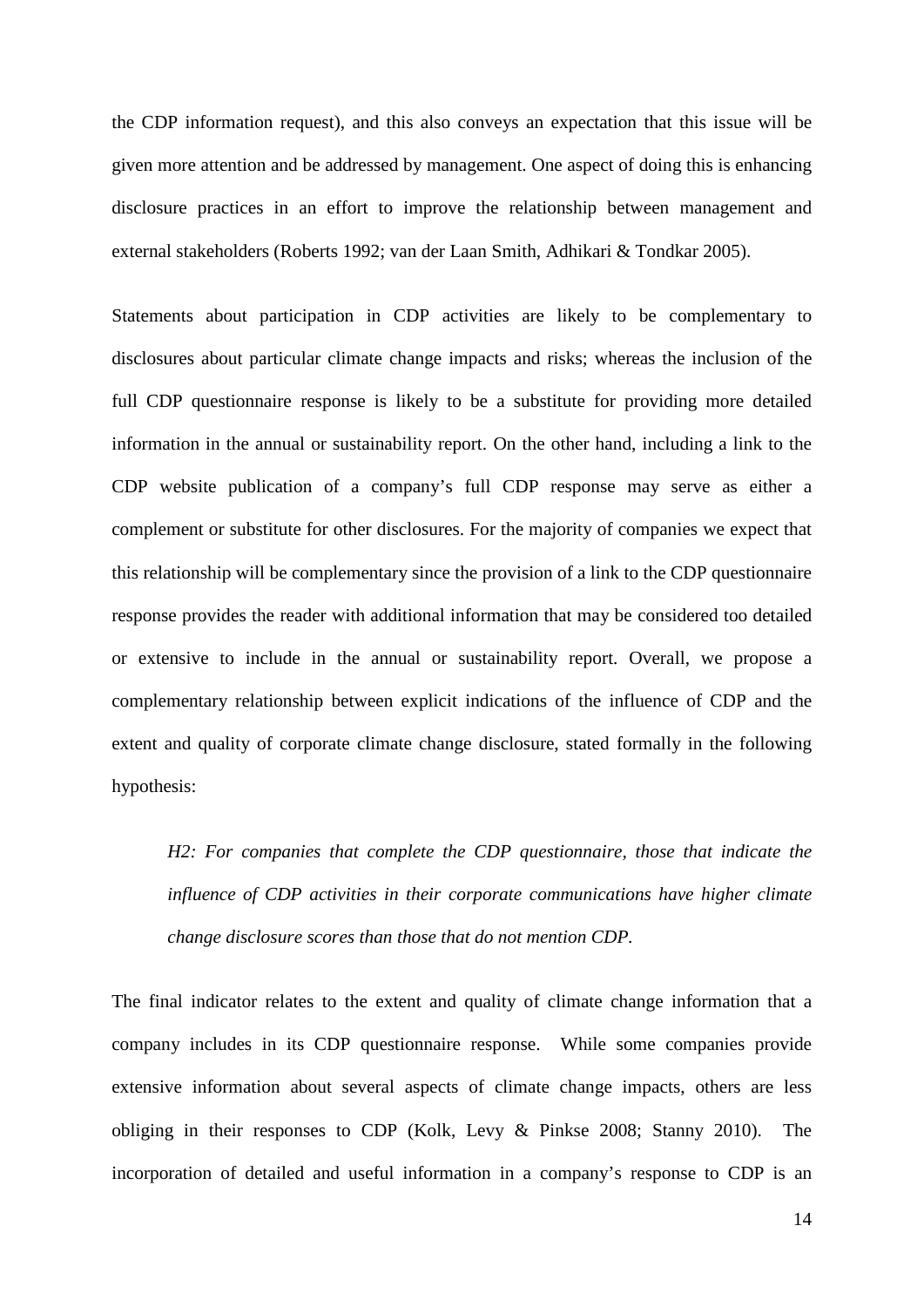the CDP information request), and this also conveys an expectation that this issue will be given more attention and be addressed by management. One aspect of doing this is enhancing disclosure practices in an effort to improve the relationship between management and external stakeholders (Roberts 1992; van der Laan Smith, Adhikari & Tondkar 2005).

Statements about participation in CDP activities are likely to be complementary to disclosures about particular climate change impacts and risks; whereas the inclusion of the full CDP questionnaire response is likely to be a substitute for providing more detailed information in the annual or sustainability report. On the other hand, including a link to the CDP website publication of a company's full CDP response may serve as either a complement or substitute for other disclosures. For the majority of companies we expect that this relationship will be complementary since the provision of a link to the CDP questionnaire response provides the reader with additional information that may be considered too detailed or extensive to include in the annual or sustainability report. Overall, we propose a complementary relationship between explicit indications of the influence of CDP and the extent and quality of corporate climate change disclosure, stated formally in the following hypothesis:

> *H2: For companies that complete the CDP questionnaire, those that indicate the influence of CDP activities in their corporate communications have higher climate change disclosure scores than those that do not mention CDP.*

The final indicator relates to the extent and quality of climate change information that a company includes in its CDP questionnaire response. While some companies provide extensive information about several aspects of climate change impacts, others are less obliging in their responses to CDP (Kolk, Levy & Pinkse 2008; Stanny 2010). The incorporation of detailed and useful information in a company's response to CDP is an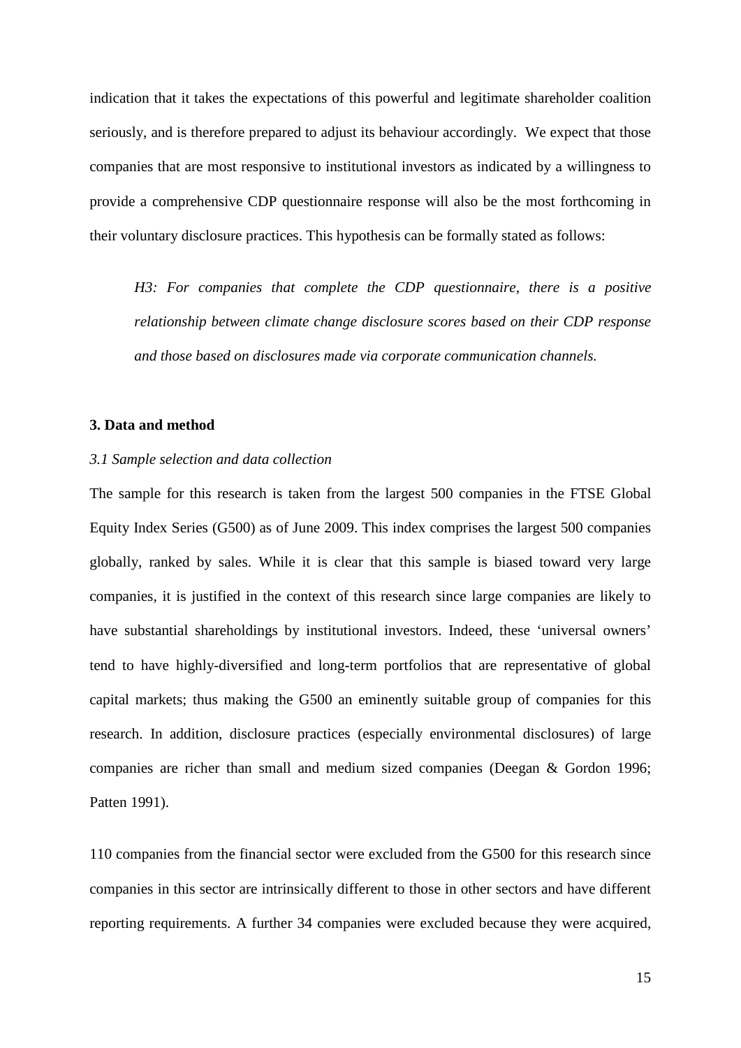indication that it takes the expectations of this powerful and legitimate shareholder coalition seriously, and is therefore prepared to adjust its behaviour accordingly. We expect that those companies that are most responsive to institutional investors as indicated by a willingness to provide a comprehensive CDP questionnaire response will also be the most forthcoming in their voluntary disclosure practices. This hypothesis can be formally stated as follows:

> *H3: For companies that complete the CDP questionnaire, there is a positive relationship between climate change disclosure scores based on their CDP response and those based on disclosures made via corporate communication channels.*

## 3. Data and method

### *3.1 Sample selection and data collection*

The sample for this research is taken from the largest 500 companies in the FTSE Global Equity Index Series (G500) as of June 2009. This index comprises the largest 500 companies globally, ranked by sales. While it is clear that this sample is biased toward very large companies, it is justified in the context of this research since large companies are likely to have substantial shareholdings by institutional investors. Indeed, these 'universal owners' tend to have highly-diversified and long-term portfolios that are representative of global capital markets; thus making the G500 an eminently suitable group of companies for this research. In addition, disclosure practices (especially environmental disclosures) of large companies are richer than small and medium sized companies (Deegan & Gordon 1996; Patten 1991).

110 companies from the financial sector were excluded from the G500 for this research since companies in this sector are intrinsically different to those in other sectors and have different reporting requirements. A further 34 companies were excluded because they were acquired,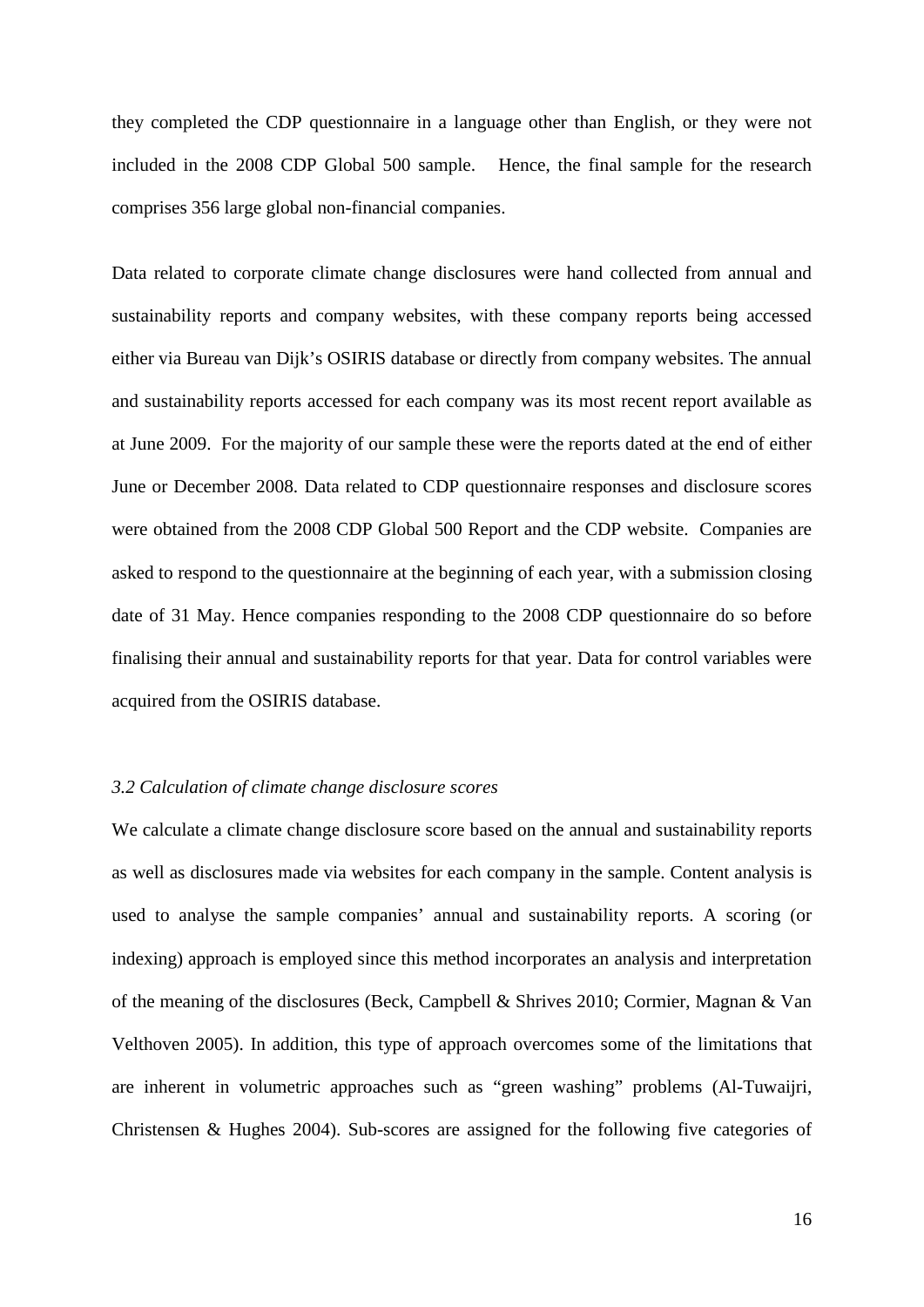they completed the CDP questionnaire in a language other than English, or they were not included in the 2008 CDP Global 500 sample. Hence, the final sample for the research comprises 356 large global non-financial companies.

Data related to corporate climate change disclosures were hand collected from annual and sustainability reports and company websites, with these company reports being accessed either via Bureau van Dijk's OSIRIS database or directly from company websites. The annual and sustainability reports accessed for each company was its most recent report available as at June 2009. For the majority of our sample these were the reports dated at the end of either June or December 2008. Data related to CDP questionnaire responses and disclosure scores were obtained from the 2008 CDP Global 500 Report and the CDP website. Companies are asked to respond to the questionnaire at the beginning of each year, with a submission closing date of 31 May. Hence companies responding to the 2008 CDP questionnaire do so before finalising their annual and sustainability reports for that year. Data for control variables were acquired from the OSIRIS database.

### *3.2 Calculation of climate change disclosure scores*

We calculate a climate change disclosure score based on the annual and sustainability reports as well as disclosures made via websites for each company in the sample. Content analysis is used to analyse the sample companies' annual and sustainability reports. A scoring (or indexing) approach is employed since this method incorporates an analysis and interpretation of the meaning of the disclosures (Beck, Campbell & Shrives 2010; Cormier, Magnan & Van Velthoven 2005). In addition, this type of approach overcomes some of the limitations that are inherent in volumetric approaches such as "green washing" problems (Al-Tuwaijri, Christensen & Hughes 2004). Sub-scores are assigned for the following five categories of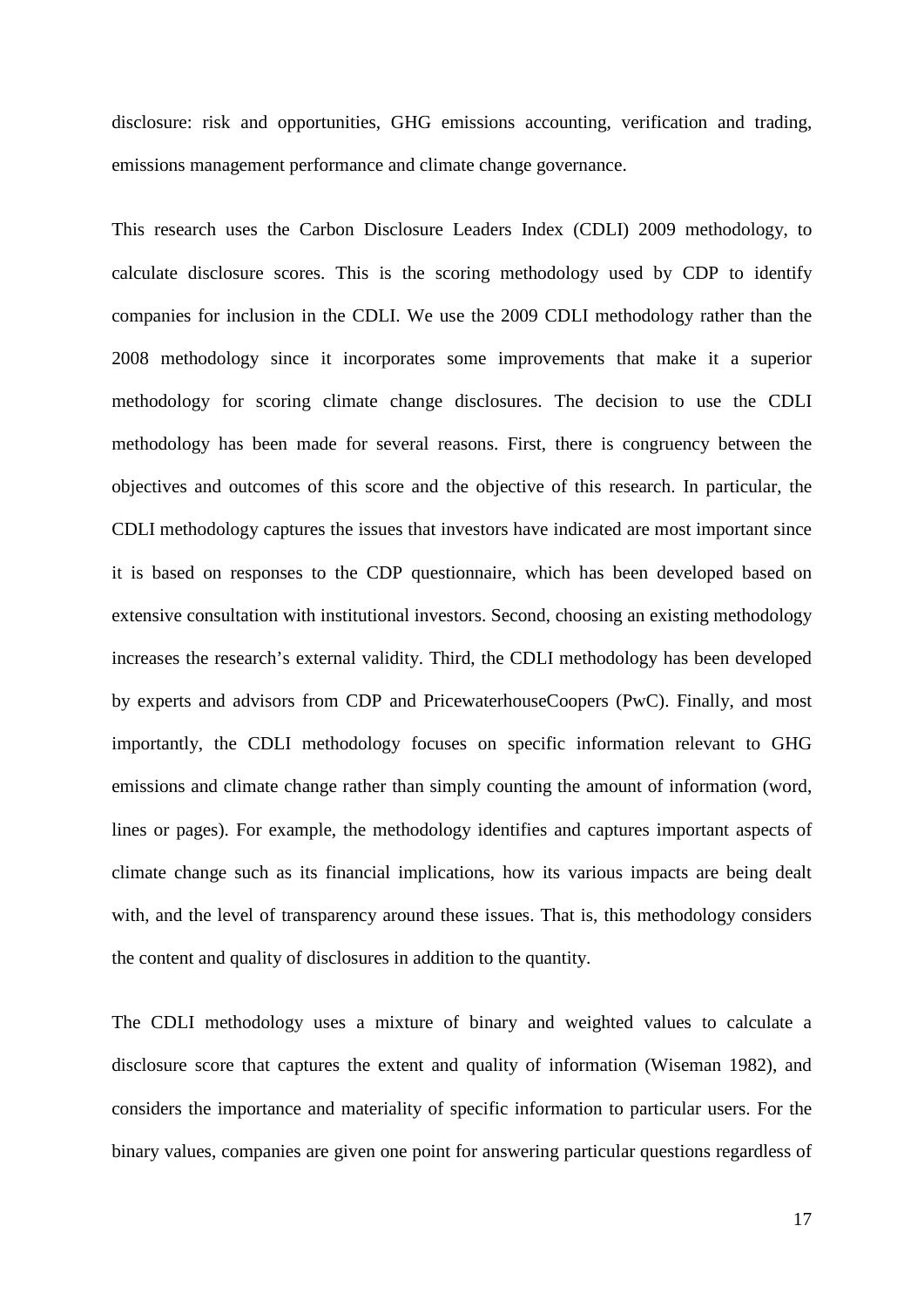disclosure: risk and opportunities, GHG emissions accounting, verification and trading, emissions management performance and climate change governance.

This research uses the Carbon Disclosure Leaders Index (CDLI) 2009 methodology, to calculate disclosure scores. This is the scoring methodology used by CDP to identify companies for inclusion in the CDLI. We use the 2009 CDLI methodology rather than the 2008 methodology since it incorporates some improvements that make it a superior methodology for scoring climate change disclosures. The decision to use the CDLI methodology has been made for several reasons. First, there is congruency between the objectives and outcomes of this score and the objective of this research. In particular, the CDLI methodology captures the issues that investors have indicated are most important since it is based on responses to the CDP questionnaire, which has been developed based on extensive consultation with institutional investors. Second, choosing an existing methodology increases the research's external validity. Third, the CDLI methodology has been developed by experts and advisors from CDP and PricewaterhouseCoopers (PwC). Finally, and most importantly, the CDLI methodology focuses on specific information relevant to GHG emissions and climate change rather than simply counting the amount of information (word, lines or pages). For example, the methodology identifies and captures important aspects of climate change such as its financial implications, how its various impacts are being dealt with, and the level of transparency around these issues. That is, this methodology considers the content and quality of disclosures in addition to the quantity.

The CDLI methodology uses a mixture of binary and weighted values to calculate a disclosure score that captures the extent and quality of information (Wiseman 1982), and considers the importance and materiality of specific information to particular users. For the binary values, companies are given one point for answering particular questions regardless of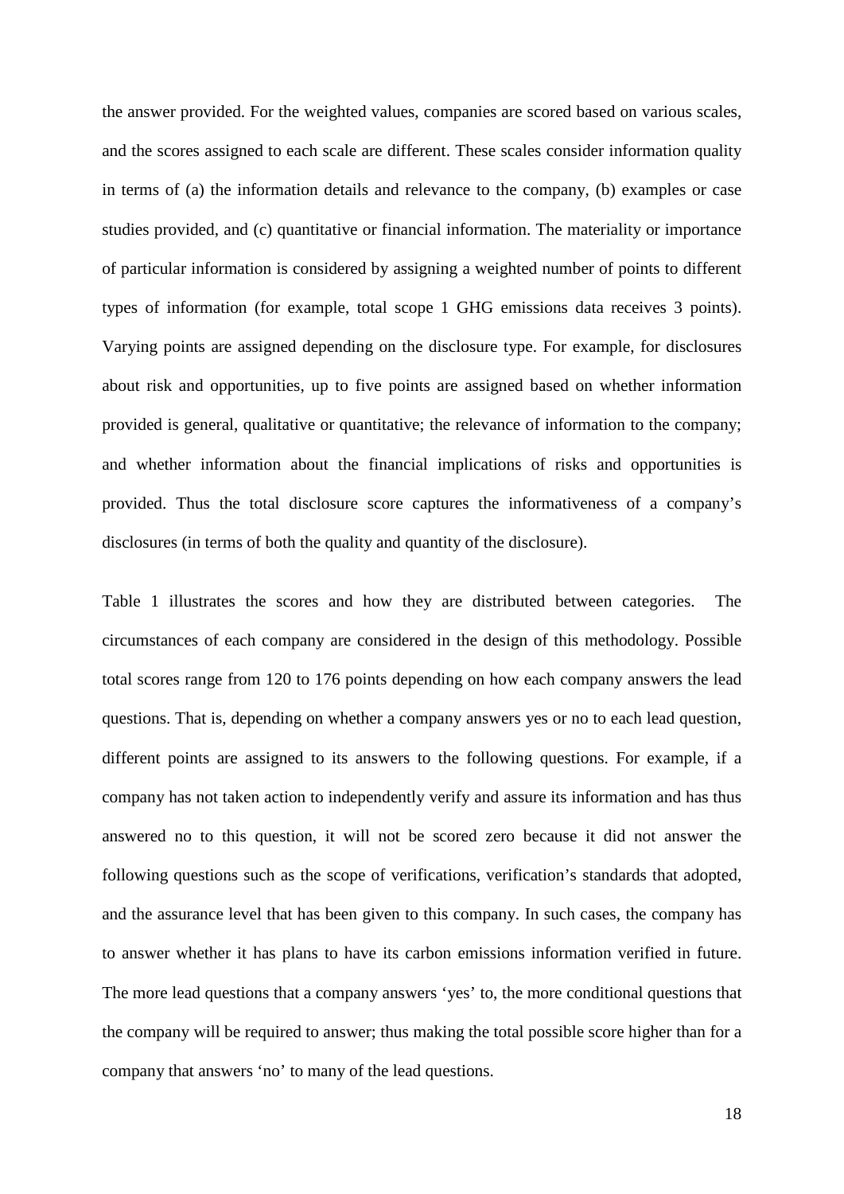the answer provided. For the weighted values, companies are scored based on various scales, and the scores assigned to each scale are different. These scales consider information quality in terms of (a) the information details and relevance to the company, (b) examples or case studies provided, and (c) quantitative or financial information. The materiality or importance of particular information is considered by assigning a weighted number of points to different types of information (for example, total scope 1 GHG emissions data receives 3 points). Varying points are assigned depending on the disclosure type. For example, for disclosures about risk and opportunities, up to five points are assigned based on whether information provided is general, qualitative or quantitative; the relevance of information to the company; and whether information about the financial implications of risks and opportunities is provided. Thus the total disclosure score captures the informativeness of a company's disclosures (in terms of both the quality and quantity of the disclosure).

Table 1 illustrates the scores and how they are distributed between categories. The circumstances of each company are considered in the design of this methodology. Possible total scores range from 120 to 176 points depending on how each company answers the lead questions. That is, depending on whether a company answers yes or no to each lead question, different points are assigned to its answers to the following questions. For example, if a company has not taken action to independently verify and assure its information and has thus answered no to this question, it will not be scored zero because it did not answer the following questions such as the scope of verifications, verification's standards that adopted, and the assurance level that has been given to this company. In such cases, the company has to answer whether it has plans to have its carbon emissions information verified in future. The more lead questions that a company answers 'yes' to, the more conditional questions that the company will be required to answer; thus making the total possible score higher than for a company that answers 'no' to many of the lead questions.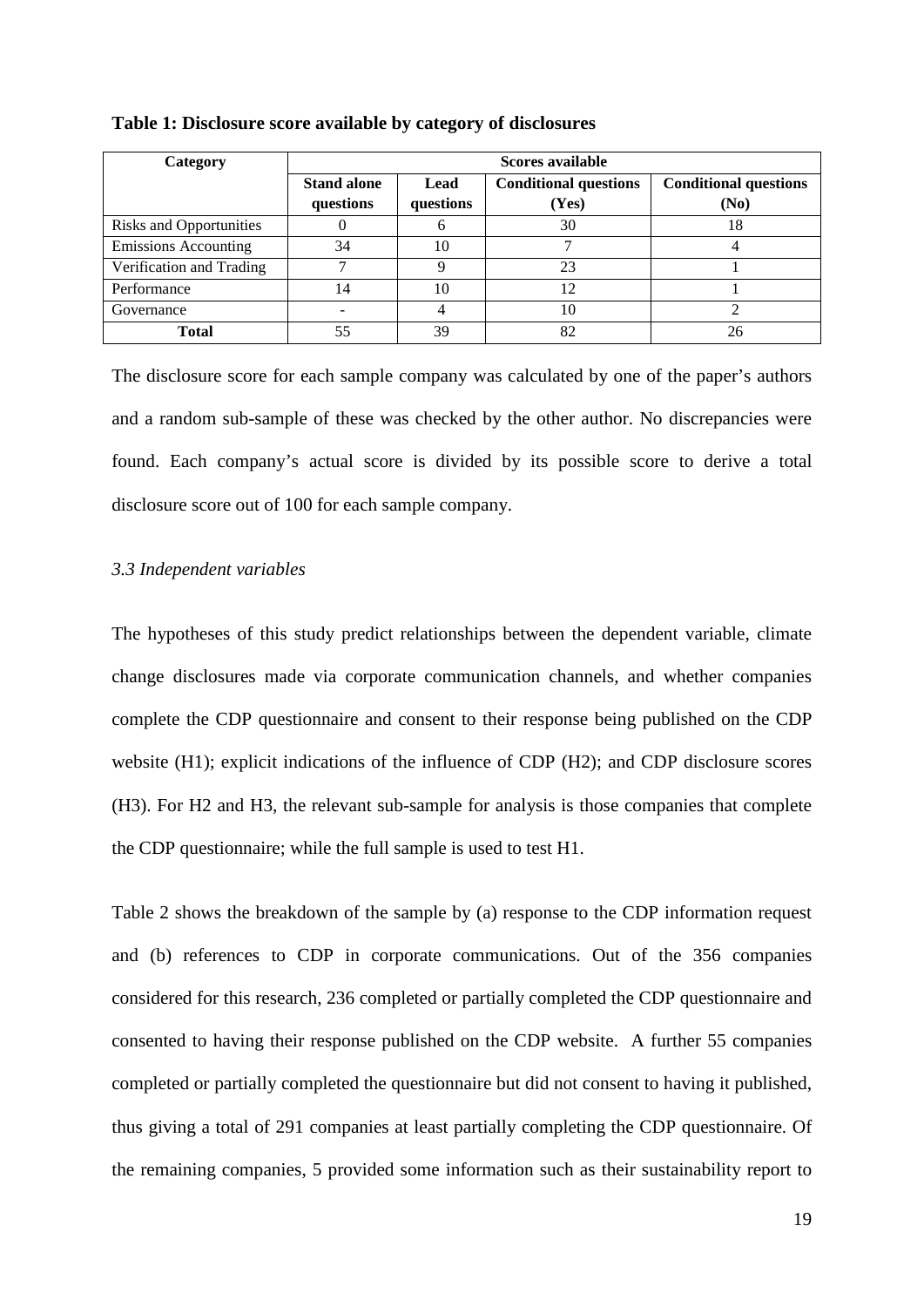**Table 1: Disclosure score available by category of disclosures**

| Category | Scores available | | | |
|---|---|---|---|---|
| | Stand alone questions | Lead questions | Conditional questions (Yes) | Conditional questions (No) |
| Risks and Opportunities | 0 | 6 | 30 | 18 |
| Emissions Accounting | 34 | 10 | 7 | 4 |
| Verification and Trading | 7 | 9 | 23 | 1 |
| Performance | 14 | 10 | 12 | 1 |
| Governance | - | 4 | 10 | 2 |
| **Total** | 55 | 39 | 82 | 26 |

The disclosure score for each sample company was calculated by one of the paper's authors and a random sub-sample of these was checked by the other author. No discrepancies were found. Each company's actual score is divided by its possible score to derive a total disclosure score out of 100 for each sample company.

### *3.3 Independent variables*

The hypotheses of this study predict relationships between the dependent variable, climate change disclosures made via corporate communication channels, and whether companies complete the CDP questionnaire and consent to their response being published on the CDP website (H1); explicit indications of the influence of CDP (H2); and CDP disclosure scores (H3). For H2 and H3, the relevant sub-sample for analysis is those companies that complete the CDP questionnaire; while the full sample is used to test H1.

Table 2 shows the breakdown of the sample by (a) response to the CDP information request and (b) references to CDP in corporate communications. Out of the 356 companies considered for this research, 236 completed or partially completed the CDP questionnaire and consented to having their response published on the CDP website. A further 55 companies completed or partially completed the questionnaire but did not consent to having it published, thus giving a total of 291 companies at least partially completing the CDP questionnaire. Of the remaining companies, 5 provided some information such as their sustainability report to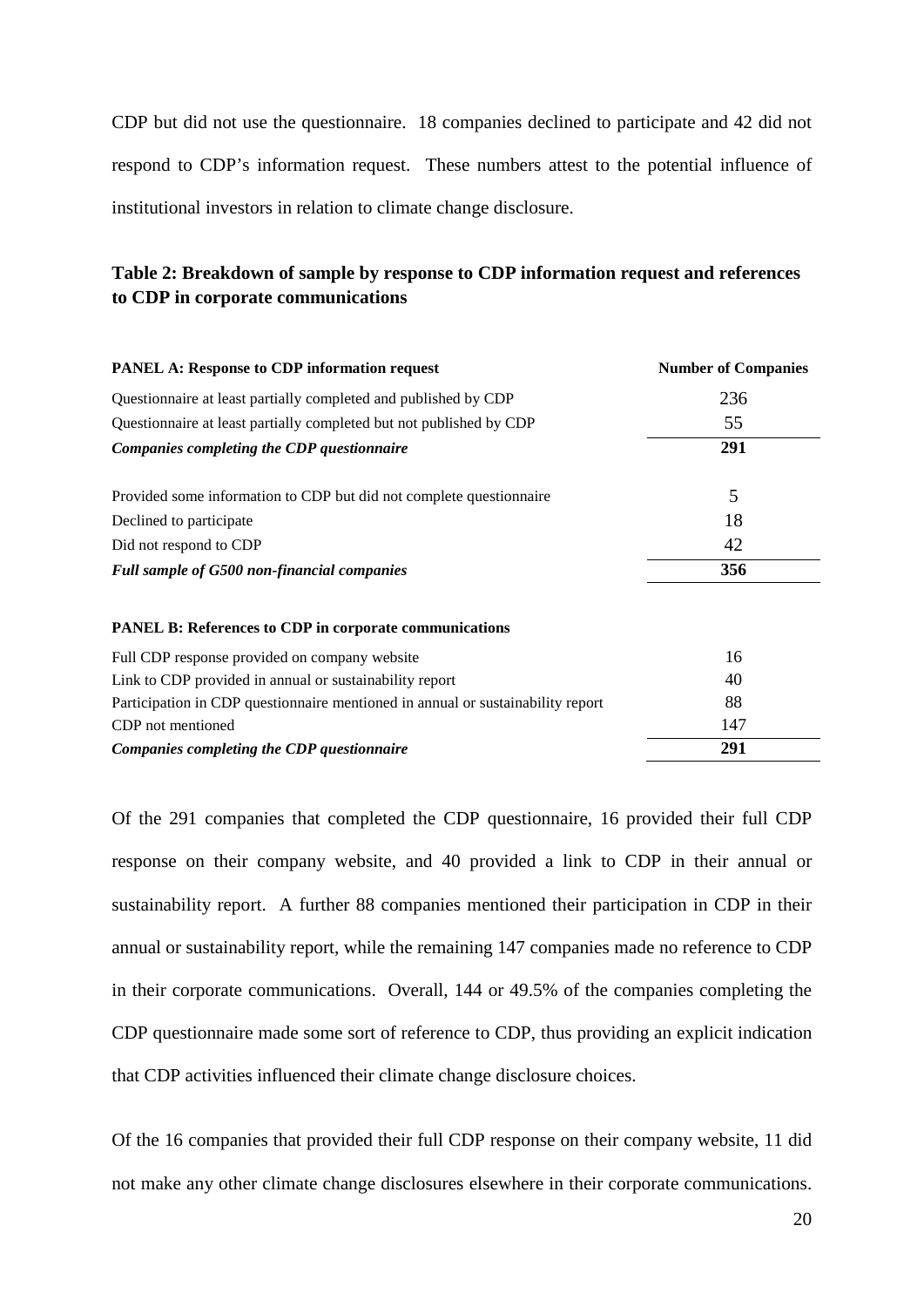CDP but did not use the questionnaire. 18 companies declined to participate and 42 did not respond to CDP's information request. These numbers attest to the potential influence of institutional investors in relation to climate change disclosure.

**Table 2: Breakdown of sample by response to CDP information request and references to CDP in corporate communications**

| **PANEL A: Response to CDP information request** | **Number of Companies** |
|---|---|
| Questionnaire at least partially completed and published by CDP | 236 |
| Questionnaire at least partially completed but not published by CDP | 55 |
| ***Companies completing the CDP questionnaire*** | **291** |
| | |
| Provided some information to CDP but did not complete questionnaire | 5 |
| Declined to participate | 18 |
| Did not respond to CDP | 42 |
| ***Full sample of G500 non-financial companies*** | **356** |
| | |
| **PANEL B: References to CDP in corporate communications** | |
| Full CDP response provided on company website | 16 |
| Link to CDP provided in annual or sustainability report | 40 |
| Participation in CDP questionnaire mentioned in annual or sustainability report | 88 |
| CDP not mentioned | 147 |
| ***Companies completing the CDP questionnaire*** | **291** |

Of the 291 companies that completed the CDP questionnaire, 16 provided their full CDP response on their company website, and 40 provided a link to CDP in their annual or sustainability report. A further 88 companies mentioned their participation in CDP in their annual or sustainability report, while the remaining 147 companies made no reference to CDP in their corporate communications. Overall, 144 or 49.5% of the companies completing the CDP questionnaire made some sort of reference to CDP, thus providing an explicit indication that CDP activities influenced their climate change disclosure choices.

Of the 16 companies that provided their full CDP response on their company website, 11 did not make any other climate change disclosures elsewhere in their corporate communications.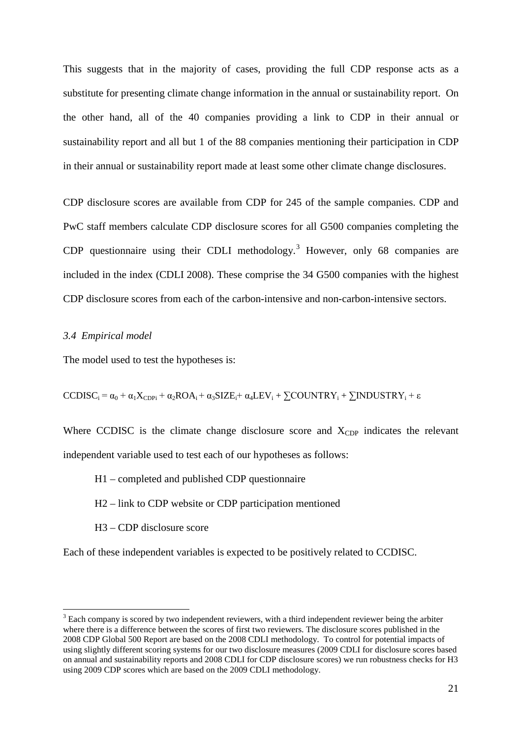This suggests that in the majority of cases, providing the full CDP response acts as a substitute for presenting climate change information in the annual or sustainability report. On the other hand, all of the 40 companies providing a link to CDP in their annual or sustainability report and all but 1 of the 88 companies mentioning their participation in CDP in their annual or sustainability report made at least some other climate change disclosures.

CDP disclosure scores are available from CDP for 245 of the sample companies. CDP and PwC staff members calculate CDP disclosure scores for all G500 companies completing the CDP questionnaire using their CDLI methodology.[3] However, only 68 companies are included in the index (CDLI 2008). These comprise the 34 G500 companies with the highest CDP disclosure scores from each of the carbon-intensive and non-carbon-intensive sectors.

### *3.4 Empirical model*

The model used to test the hypotheses is:

$$CCDISC_i = \alpha_0 + \alpha_1 X_{CDPi} + \alpha_2 ROA_i + \alpha_3 SIZE_i + \alpha_4 LEV_i + \sum COUNTRY_i + \sum INDUSTRY_i + \varepsilon$$

Where CCDISC is the climate change disclosure score and $X_{CDP}$ indicates the relevant independent variable used to test each of our hypotheses as follows:

H1 – completed and published CDP questionnaire

H2 – link to CDP website or CDP participation mentioned

H3 – CDP disclosure score

Each of these independent variables is expected to be positively related to CCDISC.

[3] Each company is scored by two independent reviewers, with a third independent reviewer being the arbiter where there is a difference between the scores of first two reviewers. The disclosure scores published in the 2008 CDP Global 500 Report are based on the 2008 CDLI methodology. To control for potential impacts of using slightly different scoring systems for our two disclosure measures (2009 CDLI for disclosure scores based on annual and sustainability reports and 2008 CDLI for CDP disclosure scores) we run robustness checks for H3 using 2009 CDP scores which are based on the 2009 CDLI methodology.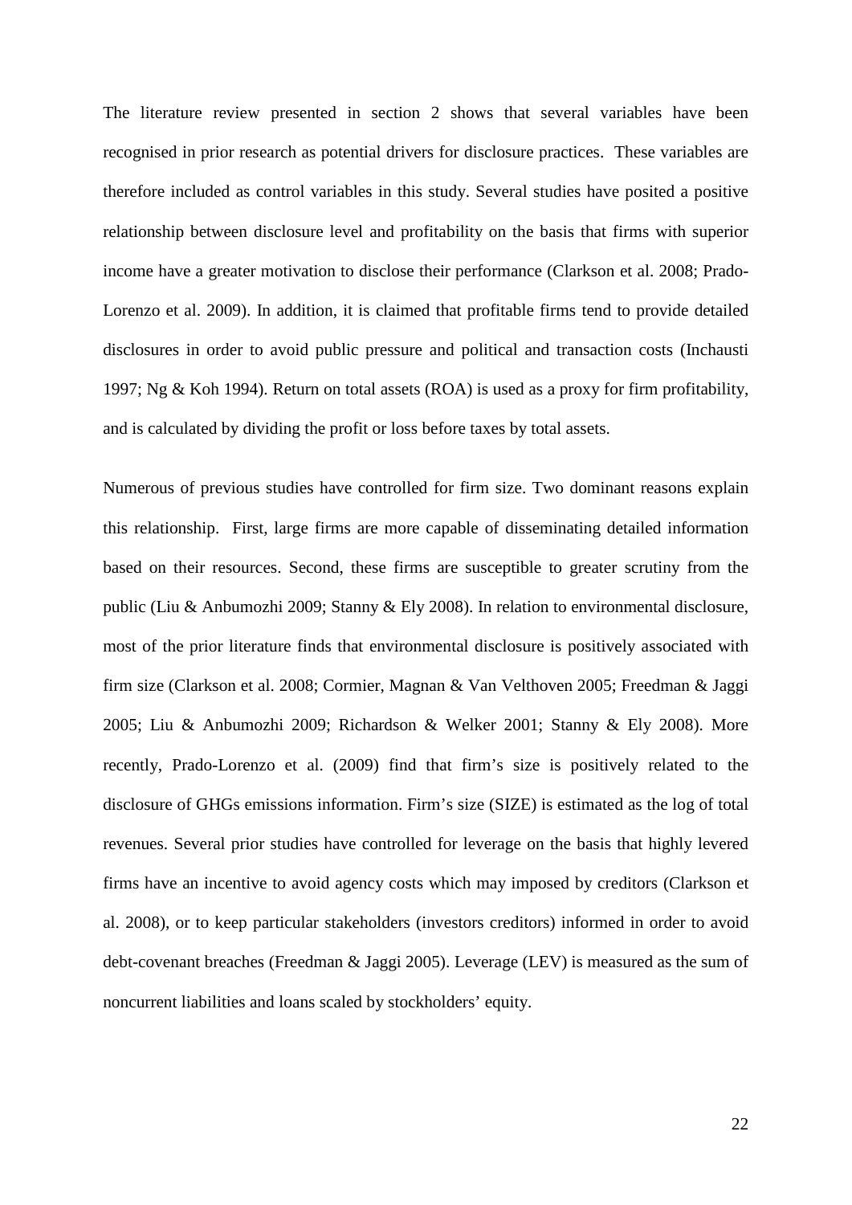The literature review presented in section 2 shows that several variables have been recognised in prior research as potential drivers for disclosure practices. These variables are therefore included as control variables in this study. Several studies have posited a positive relationship between disclosure level and profitability on the basis that firms with superior income have a greater motivation to disclose their performance (Clarkson et al. 2008; Prado-Lorenzo et al. 2009). In addition, it is claimed that profitable firms tend to provide detailed disclosures in order to avoid public pressure and political and transaction costs (Inchausti 1997; Ng & Koh 1994). Return on total assets (ROA) is used as a proxy for firm profitability, and is calculated by dividing the profit or loss before taxes by total assets.

Numerous of previous studies have controlled for firm size. Two dominant reasons explain this relationship. First, large firms are more capable of disseminating detailed information based on their resources. Second, these firms are susceptible to greater scrutiny from the public (Liu & Anbumozhi 2009; Stanny & Ely 2008). In relation to environmental disclosure, most of the prior literature finds that environmental disclosure is positively associated with firm size (Clarkson et al. 2008; Cormier, Magnan & Van Velthoven 2005; Freedman & Jaggi 2005; Liu & Anbumozhi 2009; Richardson & Welker 2001; Stanny & Ely 2008). More recently, Prado-Lorenzo et al. (2009) find that firm's size is positively related to the disclosure of GHGs emissions information. Firm's size (SIZE) is estimated as the log of total revenues. Several prior studies have controlled for leverage on the basis that highly levered firms have an incentive to avoid agency costs which may imposed by creditors (Clarkson et al. 2008), or to keep particular stakeholders (investors creditors) informed in order to avoid debt-covenant breaches (Freedman & Jaggi 2005). Leverage (LEV) is measured as the sum of noncurrent liabilities and loans scaled by stockholders' equity.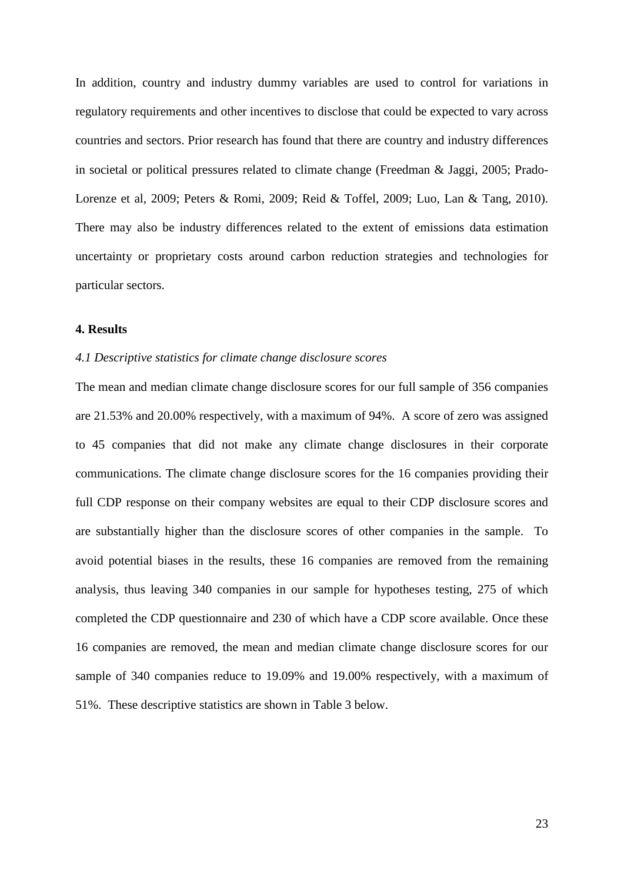In addition, country and industry dummy variables are used to control for variations in regulatory requirements and other incentives to disclose that could be expected to vary across countries and sectors. Prior research has found that there are country and industry differences in societal or political pressures related to climate change (Freedman & Jaggi, 2005; Prado-Lorenze et al, 2009; Peters & Romi, 2009; Reid & Toffel, 2009; Luo, Lan & Tang, 2010). There may also be industry differences related to the extent of emissions data estimation uncertainty or proprietary costs around carbon reduction strategies and technologies for particular sectors.

## 4. Results

### *4.1 Descriptive statistics for climate change disclosure scores*

The mean and median climate change disclosure scores for our full sample of 356 companies are 21.53% and 20.00% respectively, with a maximum of 94%. A score of zero was assigned to 45 companies that did not make any climate change disclosures in their corporate communications. The climate change disclosure scores for the 16 companies providing their full CDP response on their company websites are equal to their CDP disclosure scores and are substantially higher than the disclosure scores of other companies in the sample. To avoid potential biases in the results, these 16 companies are removed from the remaining analysis, thus leaving 340 companies in our sample for hypotheses testing, 275 of which completed the CDP questionnaire and 230 of which have a CDP score available. Once these 16 companies are removed, the mean and median climate change disclosure scores for our sample of 340 companies reduce to 19.09% and 19.00% respectively, with a maximum of 51%. These descriptive statistics are shown in Table 3 below.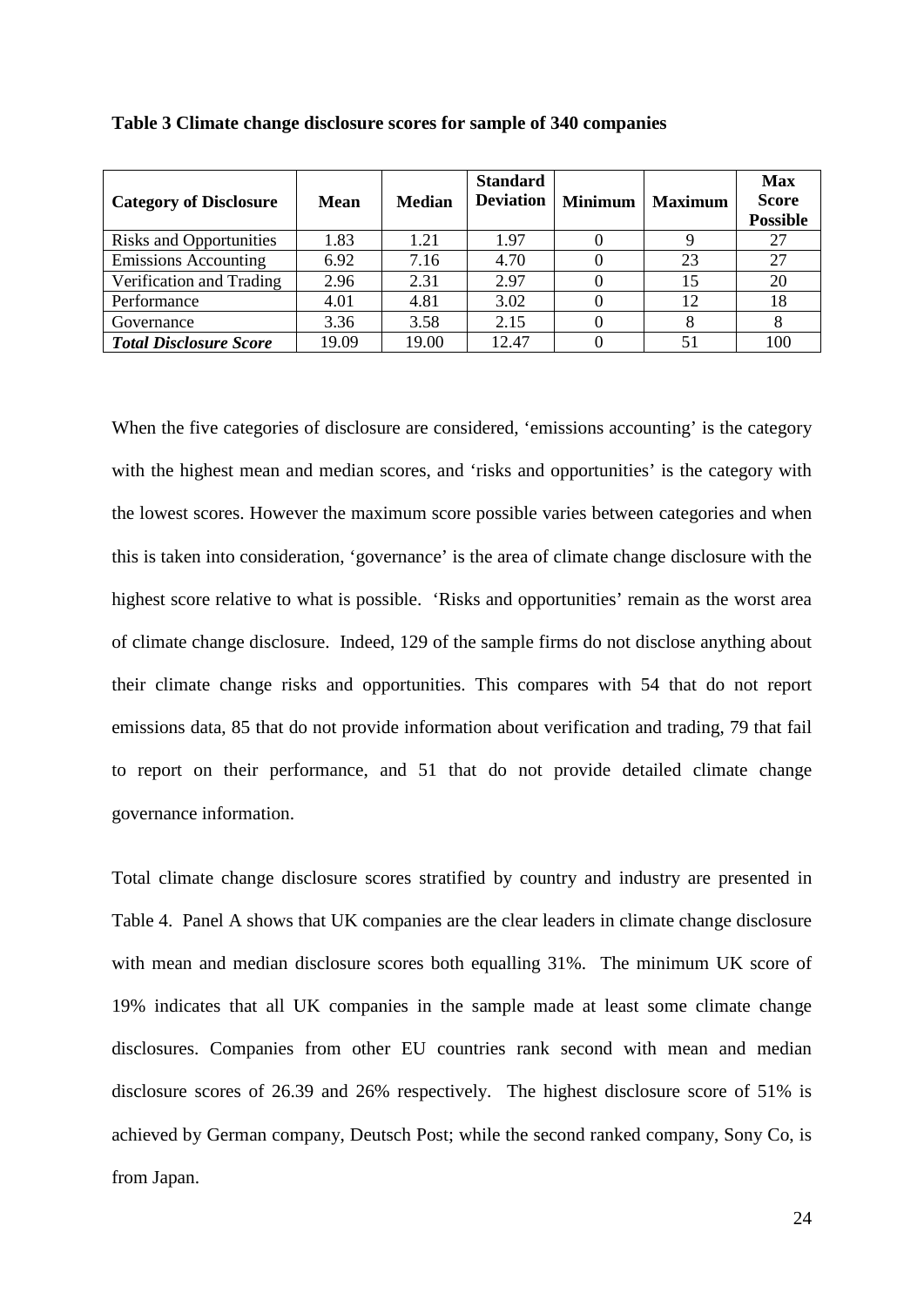**Table 3 Climate change disclosure scores for sample of 340 companies**

| Category of Disclosure | Mean | Median | Standard Deviation | Minimum | Maximum | Max Score Possible |
|---|---|---|---|---|---|---|
| Risks and Opportunities | 1.83 | 1.21 | 1.97 | 0 | 9 | 27 |
| Emissions Accounting | 6.92 | 7.16 | 4.70 | 0 | 23 | 27 |
| Verification and Trading | 2.96 | 2.31 | 2.97 | 0 | 15 | 20 |
| Performance | 4.01 | 4.81 | 3.02 | 0 | 12 | 18 |
| Governance | 3.36 | 3.58 | 2.15 | 0 | 8 | 8 |
| ***Total Disclosure Score*** | 19.09 | 19.00 | 12.47 | 0 | 51 | 100 |

When the five categories of disclosure are considered, 'emissions accounting' is the category with the highest mean and median scores, and 'risks and opportunities' is the category with the lowest scores. However the maximum score possible varies between categories and when this is taken into consideration, 'governance' is the area of climate change disclosure with the highest score relative to what is possible. 'Risks and opportunities' remain as the worst area of climate change disclosure. Indeed, 129 of the sample firms do not disclose anything about their climate change risks and opportunities. This compares with 54 that do not report emissions data, 85 that do not provide information about verification and trading, 79 that fail to report on their performance, and 51 that do not provide detailed climate change governance information.

Total climate change disclosure scores stratified by country and industry are presented in Table 4. Panel A shows that UK companies are the clear leaders in climate change disclosure with mean and median disclosure scores both equalling 31%. The minimum UK score of 19% indicates that all UK companies in the sample made at least some climate change disclosures. Companies from other EU countries rank second with mean and median disclosure scores of 26.39 and 26% respectively. The highest disclosure score of 51% is achieved by German company, Deutsch Post; while the second ranked company, Sony Co, is from Japan.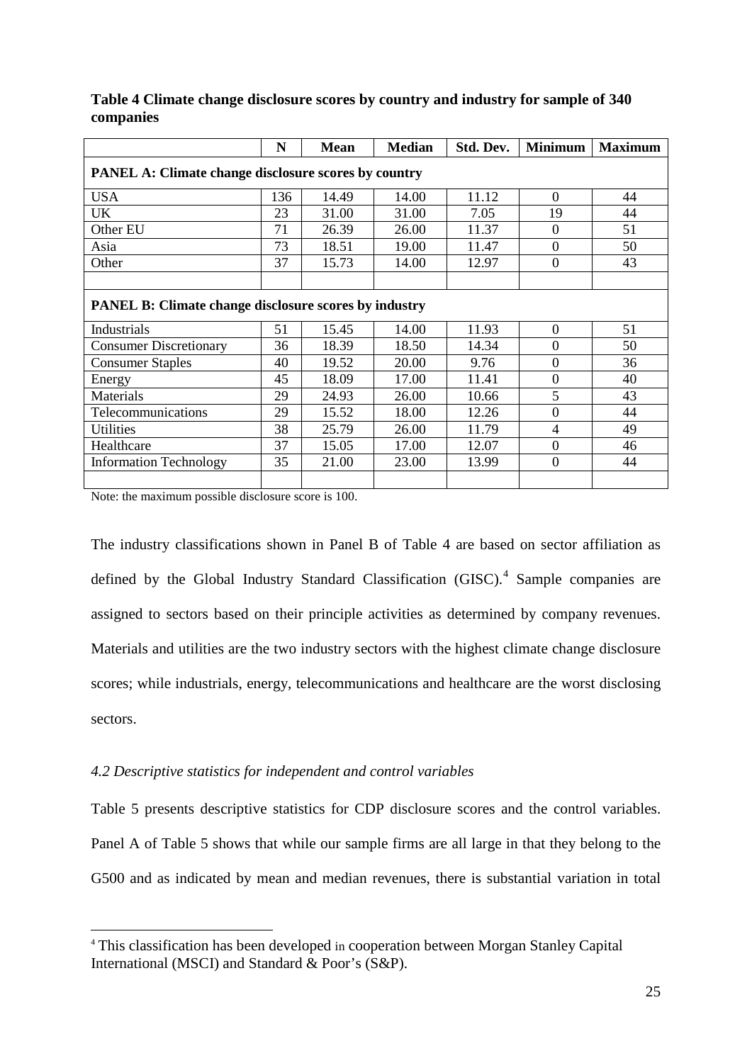**Table 4 Climate change disclosure scores by country and industry for sample of 340 companies**

| | N | Mean | Median | Std. Dev. | Minimum | Maximum |
|---|---|---|---|---|---|---|
| **PANEL A: Climate change disclosure scores by country** | | | | | | |
| USA | 136 | 14.49 | 14.00 | 11.12 | 0 | 44 |
| UK | 23 | 31.00 | 31.00 | 7.05 | 19 | 44 |
| Other EU | 71 | 26.39 | 26.00 | 11.37 | 0 | 51 |
| Asia | 73 | 18.51 | 19.00 | 11.47 | 0 | 50 |
| Other | 37 | 15.73 | 14.00 | 12.97 | 0 | 43 |
| | | | | | | |
| **PANEL B: Climate change disclosure scores by industry** | | | | | | |
| Industrials | 51 | 15.45 | 14.00 | 11.93 | 0 | 51 |
| Consumer Discretionary | 36 | 18.39 | 18.50 | 14.34 | 0 | 50 |
| Consumer Staples | 40 | 19.52 | 20.00 | 9.76 | 0 | 36 |
| Energy | 45 | 18.09 | 17.00 | 11.41 | 0 | 40 |
| Materials | 29 | 24.93 | 26.00 | 10.66 | 5 | 43 |
| Telecommunications | 29 | 15.52 | 18.00 | 12.26 | 0 | 44 |
| Utilities | 38 | 25.79 | 26.00 | 11.79 | 4 | 49 |
| Healthcare | 37 | 15.05 | 17.00 | 12.07 | 0 | 46 |
| Information Technology | 35 | 21.00 | 23.00 | 13.99 | 0 | 44 |

Note: the maximum possible disclosure score is 100.

The industry classifications shown in Panel B of Table 4 are based on sector affiliation as defined by the Global Industry Standard Classification (GISC).[4] Sample companies are assigned to sectors based on their principle activities as determined by company revenues. Materials and utilities are the two industry sectors with the highest climate change disclosure scores; while industrials, energy, telecommunications and healthcare are the worst disclosing sectors.

*4.2 Descriptive statistics for independent and control variables*

Table 5 presents descriptive statistics for CDP disclosure scores and the control variables. Panel A of Table 5 shows that while our sample firms are all large in that they belong to the G500 and as indicated by mean and median revenues, there is substantial variation in total

[4] This classification has been developed in cooperation between Morgan Stanley Capital International (MSCI) and Standard & Poor's (S&P).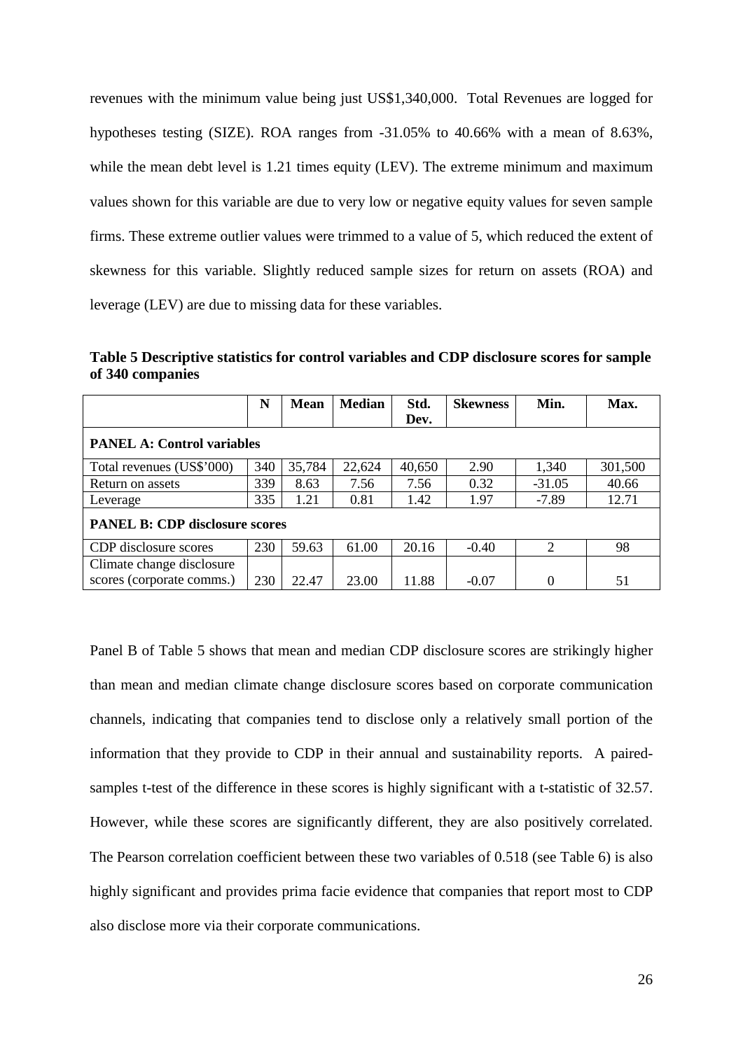revenues with the minimum value being just US$1,340,000. Total Revenues are logged for hypotheses testing (SIZE). ROA ranges from -31.05% to 40.66% with a mean of 8.63%, while the mean debt level is 1.21 times equity (LEV). The extreme minimum and maximum values shown for this variable are due to very low or negative equity values for seven sample firms. These extreme outlier values were trimmed to a value of 5, which reduced the extent of skewness for this variable. Slightly reduced sample sizes for return on assets (ROA) and leverage (LEV) are due to missing data for these variables.

**Table 5 Descriptive statistics for control variables and CDP disclosure scores for sample of 340 companies**

| | N | Mean | Median | Std. Dev. | Skewness | Min. | Max. |
|---|---|---|---|---|---|---|---|
| **PANEL A: Control variables** | | | | | | | |
| Total revenues (US$'000) | 340 | 35,784 | 22,624 | 40,650 | 2.90 | 1,340 | 301,500 |
| Return on assets | 339 | 8.63 | 7.56 | 7.56 | 0.32 | -31.05 | 40.66 |
| Leverage | 335 | 1.21 | 0.81 | 1.42 | 1.97 | -7.89 | 12.71 |
| **PANEL B: CDP disclosure scores** | | | | | | | |
| CDP disclosure scores | 230 | 59.63 | 61.00 | 20.16 | -0.40 | 2 | 98 |
| Climate change disclosure scores (corporate comms.) | 230 | 22.47 | 23.00 | 11.88 | -0.07 | 0 | 51 |

Panel B of Table 5 shows that mean and median CDP disclosure scores are strikingly higher than mean and median climate change disclosure scores based on corporate communication channels, indicating that companies tend to disclose only a relatively small portion of the information that they provide to CDP in their annual and sustainability reports. A paired-samples t-test of the difference in these scores is highly significant with a t-statistic of 32.57. However, while these scores are significantly different, they are also positively correlated. The Pearson correlation coefficient between these two variables of 0.518 (see Table 6) is also highly significant and provides prima facie evidence that companies that report most to CDP also disclose more via their corporate communications.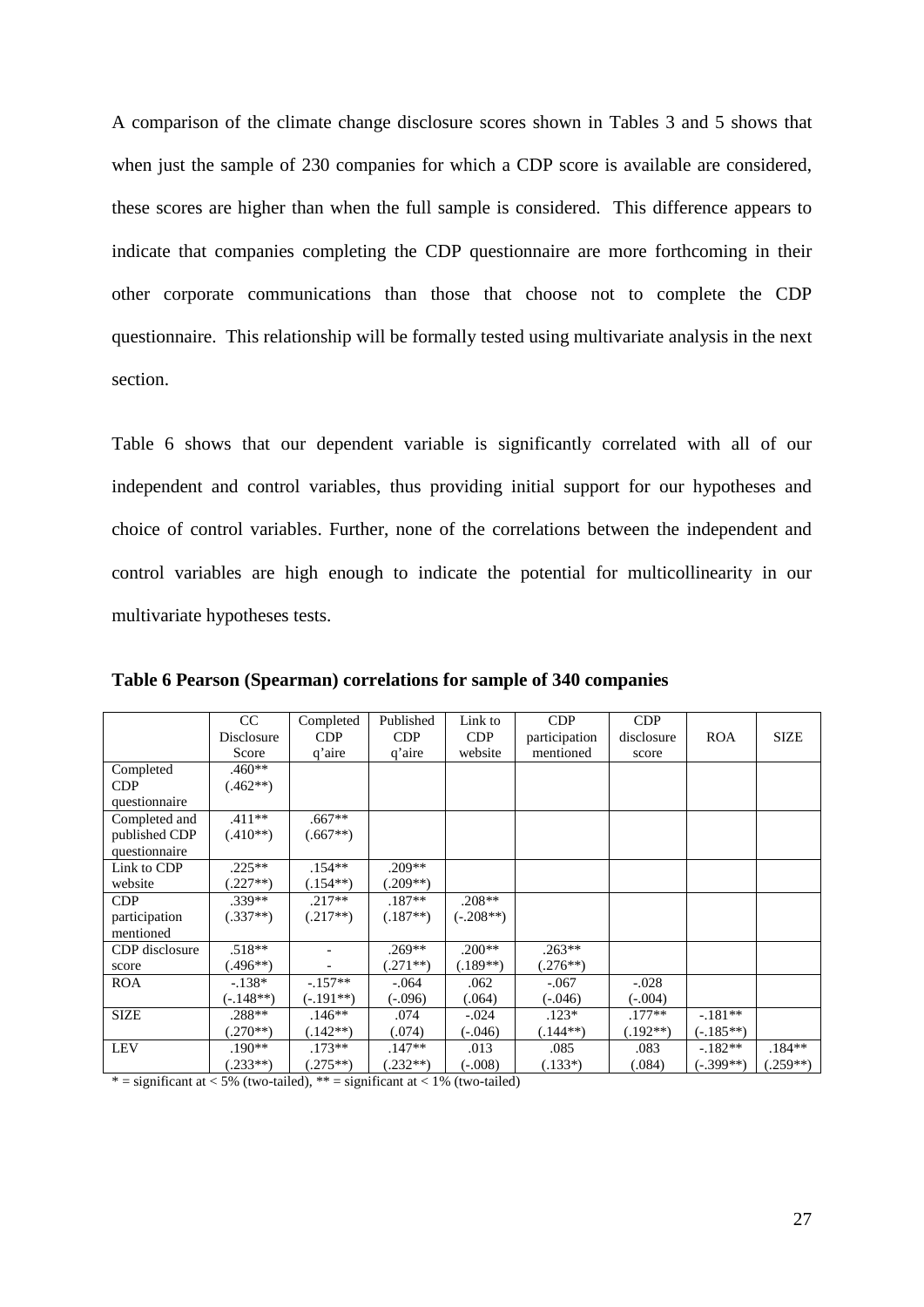A comparison of the climate change disclosure scores shown in Tables 3 and 5 shows that when just the sample of 230 companies for which a CDP score is available are considered, these scores are higher than when the full sample is considered. This difference appears to indicate that companies completing the CDP questionnaire are more forthcoming in their other corporate communications than those that choose not to complete the CDP questionnaire. This relationship will be formally tested using multivariate analysis in the next section.

Table 6 shows that our dependent variable is significantly correlated with all of our independent and control variables, thus providing initial support for our hypotheses and choice of control variables. Further, none of the correlations between the independent and control variables are high enough to indicate the potential for multicollinearity in our multivariate hypotheses tests.

**Table 6 Pearson (Spearman) correlations for sample of 340 companies**

| | CC Disclosure Score | Completed CDP q'aire | Published CDP q'aire | Link to CDP website | CDP participation mentioned | CDP disclosure score | ROA | SIZE |
|---|---|---|---|---|---|---|---|---|
| Completed CDP questionnaire | .460** (.462**) | | | | | | | |
| Completed and published CDP questionnaire | .411** (.410**) | .667** (.667**) | | | | | | |
| Link to CDP website | .225** (.227**) | .154** (.154**) | .209** (.209**) | | | | | |
| CDP participation mentioned | .339** (.337**) | .217** (.217**) | .187** (.187**) | .208** (-.208**) | | | | |
| CDP disclosure score | .518** (.496**) | - - | .269** (.271**) | .200** (.189**) | .263** (.276**) | | | |
| ROA | -.138* (-.148**) | -.157** (-.191**) | -.064 (-.096) | .062 (.064) | -.067 (-.046) | -.028 (-.004) | | |
| SIZE | .288** (.270**) | .146** (.142**) | .074 (.074) | -.024 (-.046) | .123* (.144**) | .177** (.192**) | -.181** (-.185**) | |
| LEV | .190** (.233**) | .173** (.275**) | .147** (.232**) | .013 (-.008) | .085 (.133*) | .083 (.084) | -.182** (-.399**) | .184** (.259**) |

* = significant at < 5% (two-tailed), ** = significant at < 1% (two-tailed)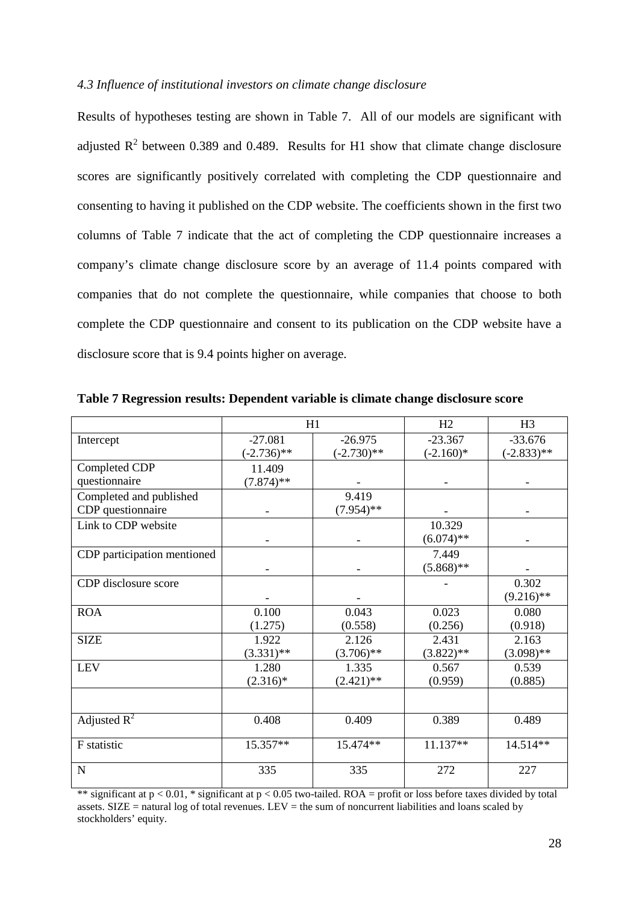*4.3 Influence of institutional investors on climate change disclosure*

Results of hypotheses testing are shown in Table 7. All of our models are significant with adjusted $R^2$ between 0.389 and 0.489. Results for H1 show that climate change disclosure scores are significantly positively correlated with completing the CDP questionnaire and consenting to having it published on the CDP website. The coefficients shown in the first two columns of Table 7 indicate that the act of completing the CDP questionnaire increases a company's climate change disclosure score by an average of 11.4 points compared with companies that do not complete the questionnaire, while companies that choose to both complete the CDP questionnaire and consent to its publication on the CDP website have a disclosure score that is 9.4 points higher on average.

**Table 7 Regression results: Dependent variable is climate change disclosure score**

| | H1 | | H2 | H3 |
|---|---|---|---|---|
| Intercept | -27.081<br>(-2.736)** | -26.975<br>(-2.730)** | -23.367<br>(-2.160)* | -33.676<br>(-2.833)** |
| Completed CDP questionnaire | 11.409<br>(7.874)** | - | - | - |
| Completed and published CDP questionnaire | - | 9.419<br>(7.954)** | - | - |
| Link to CDP website | - | - | 10.329<br>(6.074)** | - |
| CDP participation mentioned | - | - | 7.449<br>(5.868)** | - |
| CDP disclosure score | - | - | - | 0.302<br>(9.216)** |
| ROA | 0.100<br>(1.275) | 0.043<br>(0.558) | 0.023<br>(0.256) | 0.080<br>(0.918) |
| SIZE | 1.922<br>(3.331)** | 2.126<br>(3.706)** | 2.431<br>(3.822)** | 2.163<br>(3.098)** |
| LEV | 1.280<br>(2.316)* | 1.335<br>(2.421)** | 0.567<br>(0.959) | 0.539<br>(0.885) |
| | | | | |
| Adjusted $R^2$ | 0.408 | 0.409 | 0.389 | 0.489 |
| F statistic | 15.357** | 15.474** | 11.137** | 14.514** |
| N | 335 | 335 | 272 | 227 |

** significant at $p < 0.01$, * significant at $p < 0.05$ two-tailed. ROA = profit or loss before taxes divided by total assets. SIZE = natural log of total revenues. LEV = the sum of noncurrent liabilities and loans scaled by stockholders' equity.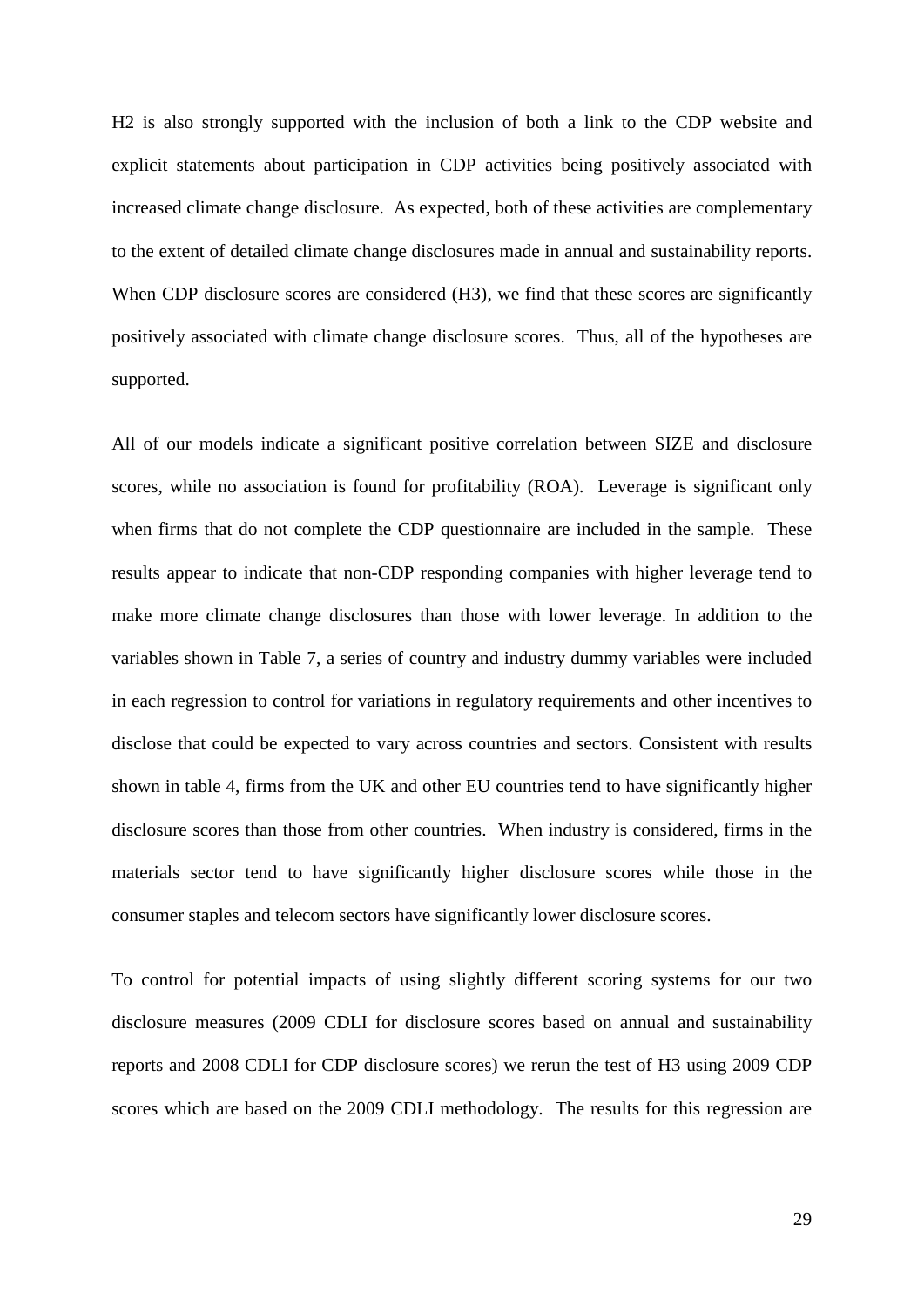H2 is also strongly supported with the inclusion of both a link to the CDP website and explicit statements about participation in CDP activities being positively associated with increased climate change disclosure. As expected, both of these activities are complementary to the extent of detailed climate change disclosures made in annual and sustainability reports. When CDP disclosure scores are considered (H3), we find that these scores are significantly positively associated with climate change disclosure scores. Thus, all of the hypotheses are supported.

All of our models indicate a significant positive correlation between SIZE and disclosure scores, while no association is found for profitability (ROA). Leverage is significant only when firms that do not complete the CDP questionnaire are included in the sample. These results appear to indicate that non-CDP responding companies with higher leverage tend to make more climate change disclosures than those with lower leverage. In addition to the variables shown in Table 7, a series of country and industry dummy variables were included in each regression to control for variations in regulatory requirements and other incentives to disclose that could be expected to vary across countries and sectors. Consistent with results shown in table 4, firms from the UK and other EU countries tend to have significantly higher disclosure scores than those from other countries. When industry is considered, firms in the materials sector tend to have significantly higher disclosure scores while those in the consumer staples and telecom sectors have significantly lower disclosure scores.

To control for potential impacts of using slightly different scoring systems for our two disclosure measures (2009 CDLI for disclosure scores based on annual and sustainability reports and 2008 CDLI for CDP disclosure scores) we rerun the test of H3 using 2009 CDP scores which are based on the 2009 CDLI methodology. The results for this regression are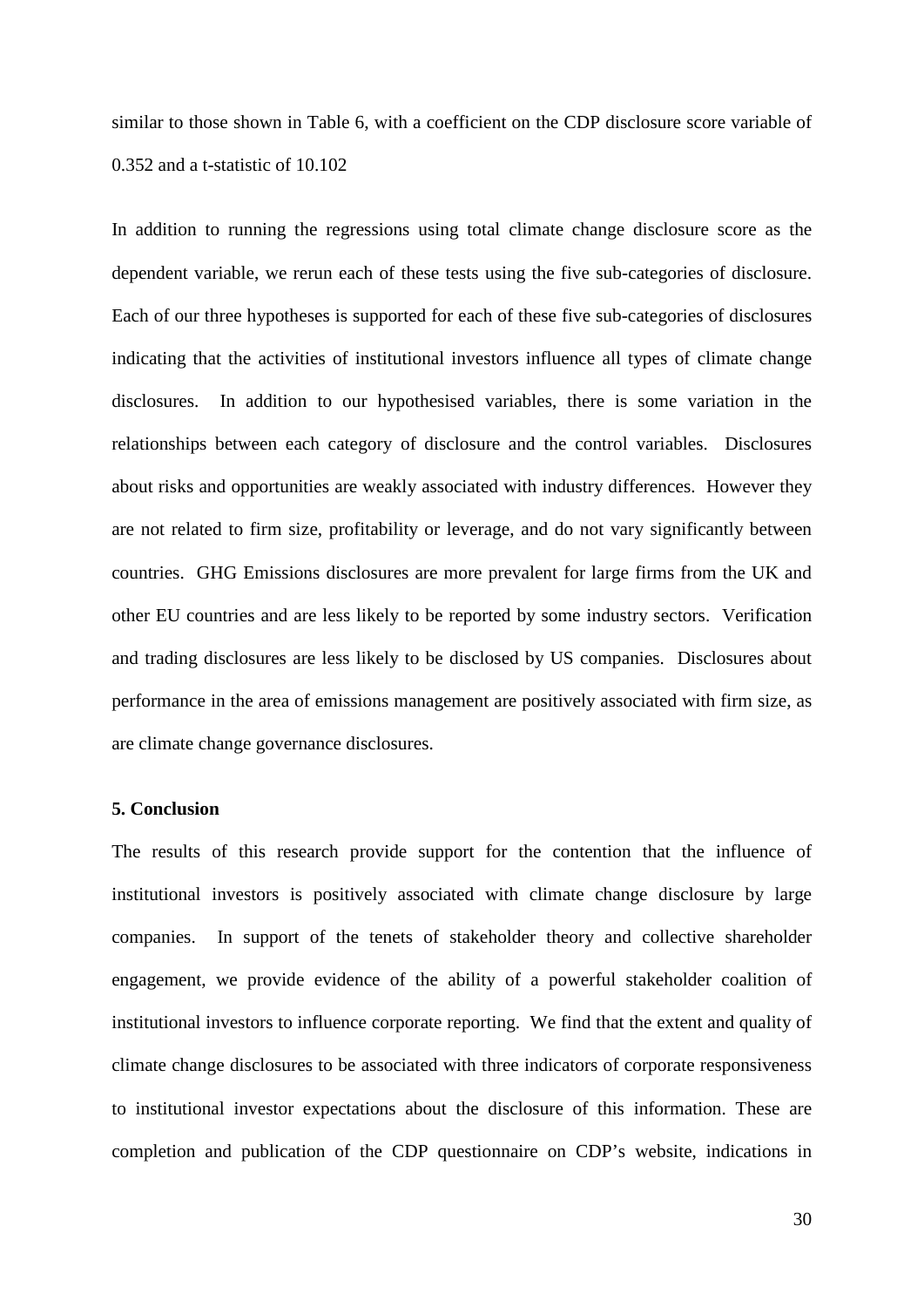similar to those shown in Table 6, with a coefficient on the CDP disclosure score variable of 0.352 and a t-statistic of 10.102

In addition to running the regressions using total climate change disclosure score as the dependent variable, we rerun each of these tests using the five sub-categories of disclosure. Each of our three hypotheses is supported for each of these five sub-categories of disclosures indicating that the activities of institutional investors influence all types of climate change disclosures. In addition to our hypothesised variables, there is some variation in the relationships between each category of disclosure and the control variables. Disclosures about risks and opportunities are weakly associated with industry differences. However they are not related to firm size, profitability or leverage, and do not vary significantly between countries. GHG Emissions disclosures are more prevalent for large firms from the UK and other EU countries and are less likely to be reported by some industry sectors. Verification and trading disclosures are less likely to be disclosed by US companies. Disclosures about performance in the area of emissions management are positively associated with firm size, as are climate change governance disclosures.

**5. Conclusion**

The results of this research provide support for the contention that the influence of institutional investors is positively associated with climate change disclosure by large companies. In support of the tenets of stakeholder theory and collective shareholder engagement, we provide evidence of the ability of a powerful stakeholder coalition of institutional investors to influence corporate reporting. We find that the extent and quality of climate change disclosures to be associated with three indicators of corporate responsiveness to institutional investor expectations about the disclosure of this information. These are completion and publication of the CDP questionnaire on CDP's website, indications in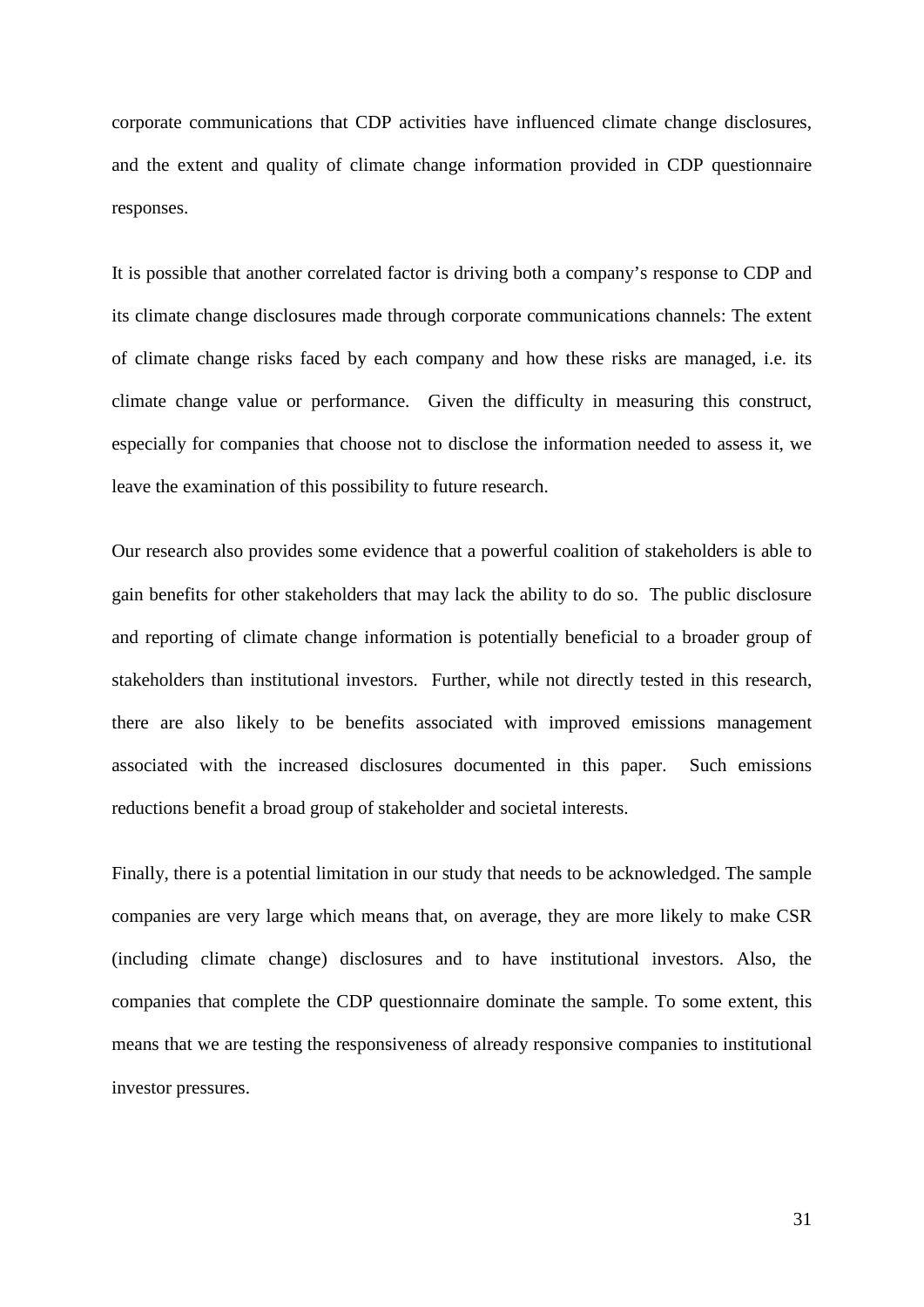corporate communications that CDP activities have influenced climate change disclosures, and the extent and quality of climate change information provided in CDP questionnaire responses.

It is possible that another correlated factor is driving both a company's response to CDP and its climate change disclosures made through corporate communications channels: The extent of climate change risks faced by each company and how these risks are managed, i.e. its climate change value or performance. Given the difficulty in measuring this construct, especially for companies that choose not to disclose the information needed to assess it, we leave the examination of this possibility to future research.

Our research also provides some evidence that a powerful coalition of stakeholders is able to gain benefits for other stakeholders that may lack the ability to do so. The public disclosure and reporting of climate change information is potentially beneficial to a broader group of stakeholders than institutional investors. Further, while not directly tested in this research, there are also likely to be benefits associated with improved emissions management associated with the increased disclosures documented in this paper. Such emissions reductions benefit a broad group of stakeholder and societal interests.

Finally, there is a potential limitation in our study that needs to be acknowledged. The sample companies are very large which means that, on average, they are more likely to make CSR (including climate change) disclosures and to have institutional investors. Also, the companies that complete the CDP questionnaire dominate the sample. To some extent, this means that we are testing the responsiveness of already responsive companies to institutional investor pressures.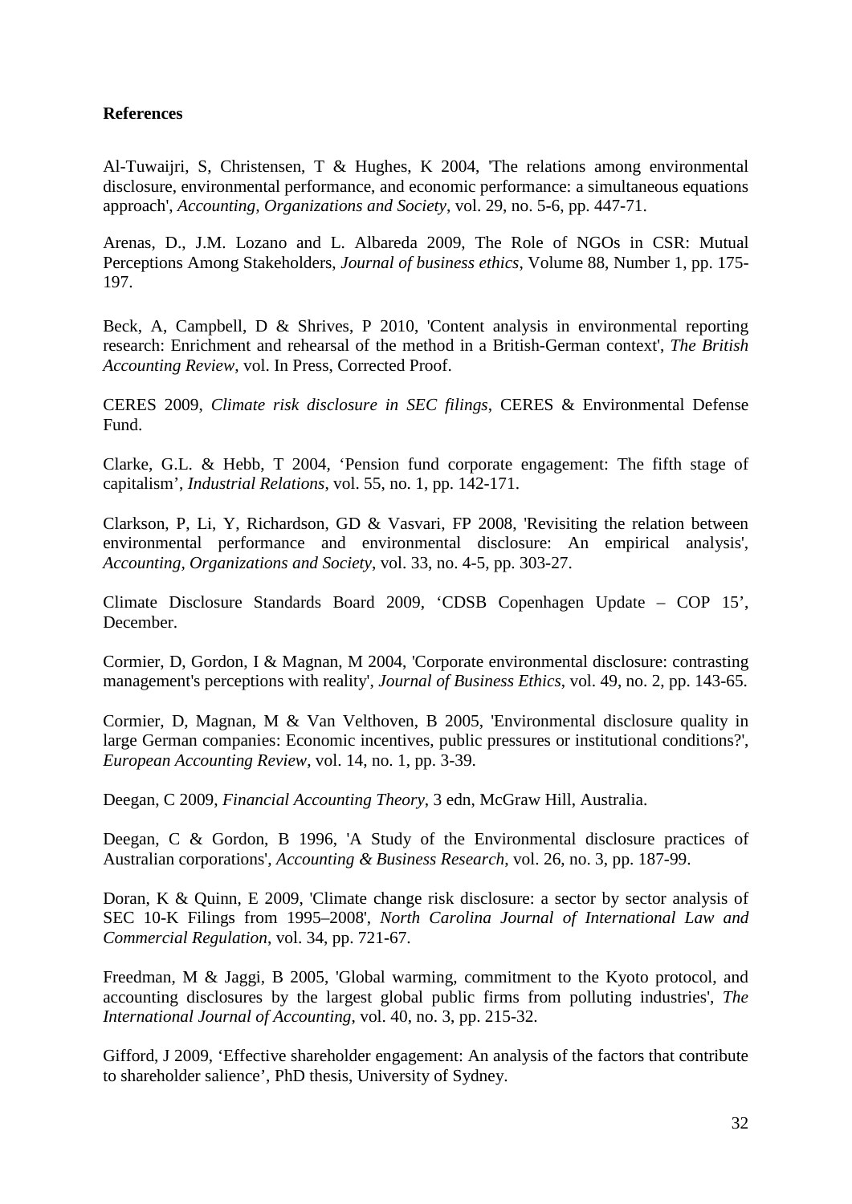**References**

Al-Tuwaijri, S, Christensen, T & Hughes, K 2004, 'The relations among environmental disclosure, environmental performance, and economic performance: a simultaneous equations approach', *Accounting, Organizations and Society*, vol. 29, no. 5-6, pp. 447-71.

Arenas, D., J.M. Lozano and L. Albareda 2009, The Role of NGOs in CSR: Mutual Perceptions Among Stakeholders, *Journal of business ethics*, Volume 88, Number 1, pp. 175-197.

Beck, A, Campbell, D & Shrives, P 2010, 'Content analysis in environmental reporting research: Enrichment and rehearsal of the method in a British-German context', *The British Accounting Review*, vol. In Press, Corrected Proof.

CERES 2009, *Climate risk disclosure in SEC filings*, CERES & Environmental Defense Fund.

Clarke, G.L. & Hebb, T 2004, 'Pension fund corporate engagement: The fifth stage of capitalism', *Industrial Relations*, vol. 55, no. 1, pp. 142-171.

Clarkson, P, Li, Y, Richardson, GD & Vasvari, FP 2008, 'Revisiting the relation between environmental performance and environmental disclosure: An empirical analysis', *Accounting, Organizations and Society*, vol. 33, no. 4-5, pp. 303-27.

Climate Disclosure Standards Board 2009, 'CDSB Copenhagen Update – COP 15', December.

Cormier, D, Gordon, I & Magnan, M 2004, 'Corporate environmental disclosure: contrasting management's perceptions with reality', *Journal of Business Ethics*, vol. 49, no. 2, pp. 143-65.

Cormier, D, Magnan, M & Van Velthoven, B 2005, 'Environmental disclosure quality in large German companies: Economic incentives, public pressures or institutional conditions?', *European Accounting Review*, vol. 14, no. 1, pp. 3-39.

Deegan, C 2009, *Financial Accounting Theory*, 3 edn, McGraw Hill, Australia.

Deegan, C & Gordon, B 1996, 'A Study of the Environmental disclosure practices of Australian corporations', *Accounting & Business Research*, vol. 26, no. 3, pp. 187-99.

Doran, K & Quinn, E 2009, 'Climate change risk disclosure: a sector by sector analysis of SEC 10-K Filings from 1995–2008', *North Carolina Journal of International Law and Commercial Regulation*, vol. 34, pp. 721-67.

Freedman, M & Jaggi, B 2005, 'Global warming, commitment to the Kyoto protocol, and accounting disclosures by the largest global public firms from polluting industries', *The International Journal of Accounting*, vol. 40, no. 3, pp. 215-32.

Gifford, J 2009, 'Effective shareholder engagement: An analysis of the factors that contribute to shareholder salience', PhD thesis, University of Sydney.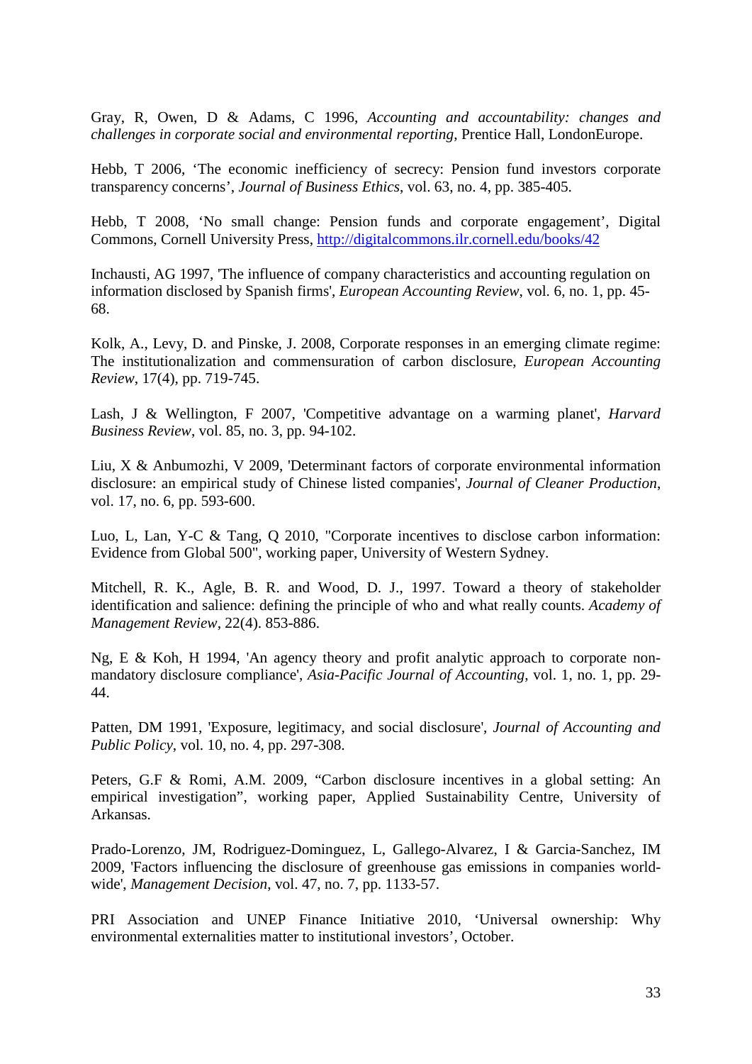Gray, R, Owen, D & Adams, C 1996, *Accounting and accountability: changes and challenges in corporate social and environmental reporting*, Prentice Hall, LondonEurope.

Hebb, T 2006, 'The economic inefficiency of secrecy: Pension fund investors corporate transparency concerns', *Journal of Business Ethics*, vol. 63, no. 4, pp. 385-405.

Hebb, T 2008, 'No small change: Pension funds and corporate engagement', Digital Commons, Cornell University Press, http://digitalcommons.ilr.cornell.edu/books/42

Inchausti, AG 1997, 'The influence of company characteristics and accounting regulation on information disclosed by Spanish firms', *European Accounting Review*, vol. 6, no. 1, pp. 45-68.

Kolk, A., Levy, D. and Pinske, J. 2008, Corporate responses in an emerging climate regime: The institutionalization and commensuration of carbon disclosure, *European Accounting Review*, 17(4), pp. 719-745.

Lash, J & Wellington, F 2007, 'Competitive advantage on a warming planet', *Harvard Business Review*, vol. 85, no. 3, pp. 94-102.

Liu, X & Anbumozhi, V 2009, 'Determinant factors of corporate environmental information disclosure: an empirical study of Chinese listed companies', *Journal of Cleaner Production*, vol. 17, no. 6, pp. 593-600.

Luo, L, Lan, Y-C & Tang, Q 2010, "Corporate incentives to disclose carbon information: Evidence from Global 500", working paper, University of Western Sydney.

Mitchell, R. K., Agle, B. R. and Wood, D. J., 1997. Toward a theory of stakeholder identification and salience: defining the principle of who and what really counts. *Academy of Management Review*, 22(4). 853-886.

Ng, E & Koh, H 1994, 'An agency theory and profit analytic approach to corporate non-mandatory disclosure compliance', *Asia-Pacific Journal of Accounting*, vol. 1, no. 1, pp. 29-44.

Patten, DM 1991, 'Exposure, legitimacy, and social disclosure', *Journal of Accounting and Public Policy*, vol. 10, no. 4, pp. 297-308.

Peters, G.F & Romi, A.M. 2009, "Carbon disclosure incentives in a global setting: An empirical investigation", working paper, Applied Sustainability Centre, University of Arkansas.

Prado-Lorenzo, JM, Rodriguez-Dominguez, L, Gallego-Alvarez, I & Garcia-Sanchez, IM 2009, 'Factors influencing the disclosure of greenhouse gas emissions in companies world-wide', *Management Decision*, vol. 47, no. 7, pp. 1133-57.

PRI Association and UNEP Finance Initiative 2010, 'Universal ownership: Why environmental externalities matter to institutional investors', October.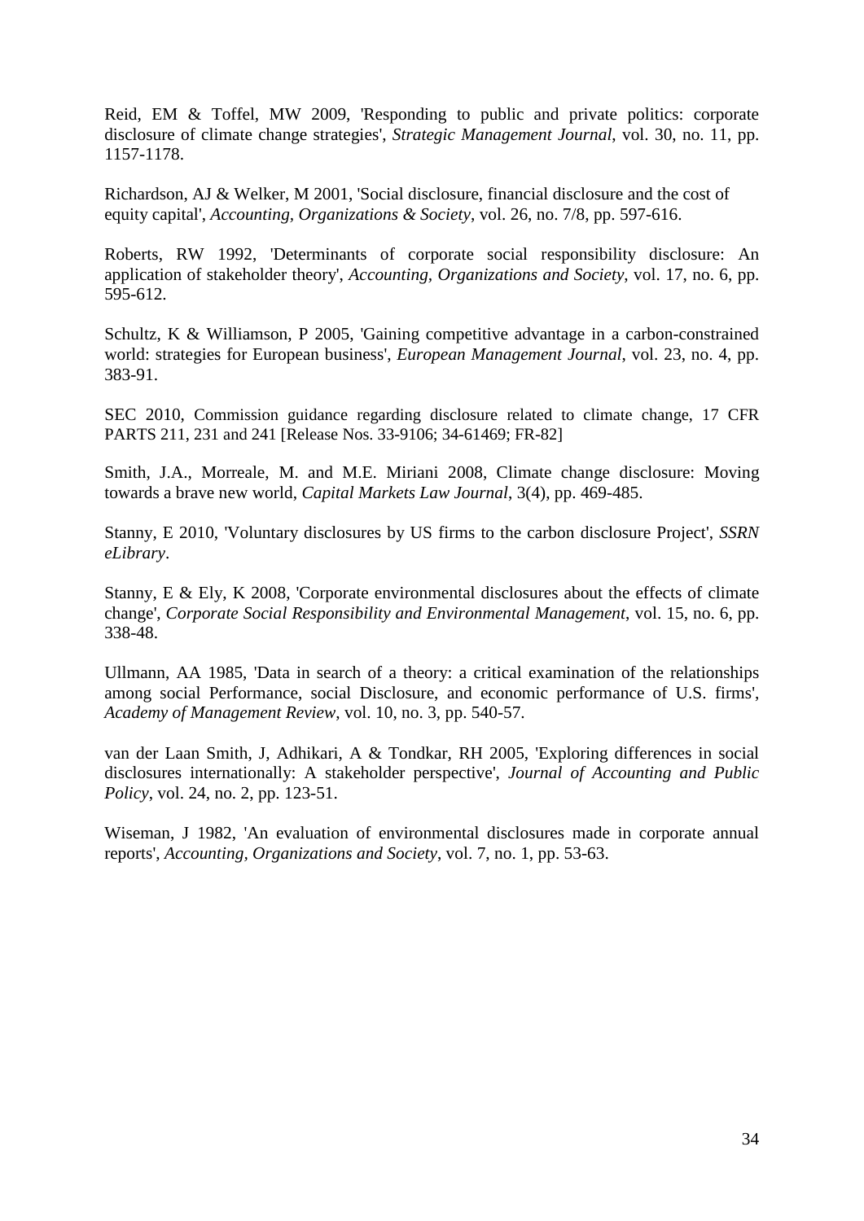Reid, EM & Toffel, MW 2009, 'Responding to public and private politics: corporate disclosure of climate change strategies', *Strategic Management Journal*, vol. 30, no. 11, pp. 1157-1178.

Richardson, AJ & Welker, M 2001, 'Social disclosure, financial disclosure and the cost of equity capital', *Accounting, Organizations & Society*, vol. 26, no. 7/8, pp. 597-616.

Roberts, RW 1992, 'Determinants of corporate social responsibility disclosure: An application of stakeholder theory', *Accounting, Organizations and Society*, vol. 17, no. 6, pp. 595-612.

Schultz, K & Williamson, P 2005, 'Gaining competitive advantage in a carbon-constrained world: strategies for European business', *European Management Journal*, vol. 23, no. 4, pp. 383-91.

SEC 2010, Commission guidance regarding disclosure related to climate change, 17 CFR PARTS 211, 231 and 241 [Release Nos. 33-9106; 34-61469; FR-82]

Smith, J.A., Morreale, M. and M.E. Miriani 2008, Climate change disclosure: Moving towards a brave new world, *Capital Markets Law Journal*, 3(4), pp. 469-485.

Stanny, E 2010, 'Voluntary disclosures by US firms to the carbon disclosure Project', *SSRN eLibrary*.

Stanny, E & Ely, K 2008, 'Corporate environmental disclosures about the effects of climate change', *Corporate Social Responsibility and Environmental Management*, vol. 15, no. 6, pp. 338-48.

Ullmann, AA 1985, 'Data in search of a theory: a critical examination of the relationships among social Performance, social Disclosure, and economic performance of U.S. firms', *Academy of Management Review*, vol. 10, no. 3, pp. 540-57.

van der Laan Smith, J, Adhikari, A & Tondkar, RH 2005, 'Exploring differences in social disclosures internationally: A stakeholder perspective', *Journal of Accounting and Public Policy*, vol. 24, no. 2, pp. 123-51.

Wiseman, J 1982, 'An evaluation of environmental disclosures made in corporate annual reports', *Accounting, Organizations and Society*, vol. 7, no. 1, pp. 53-63.